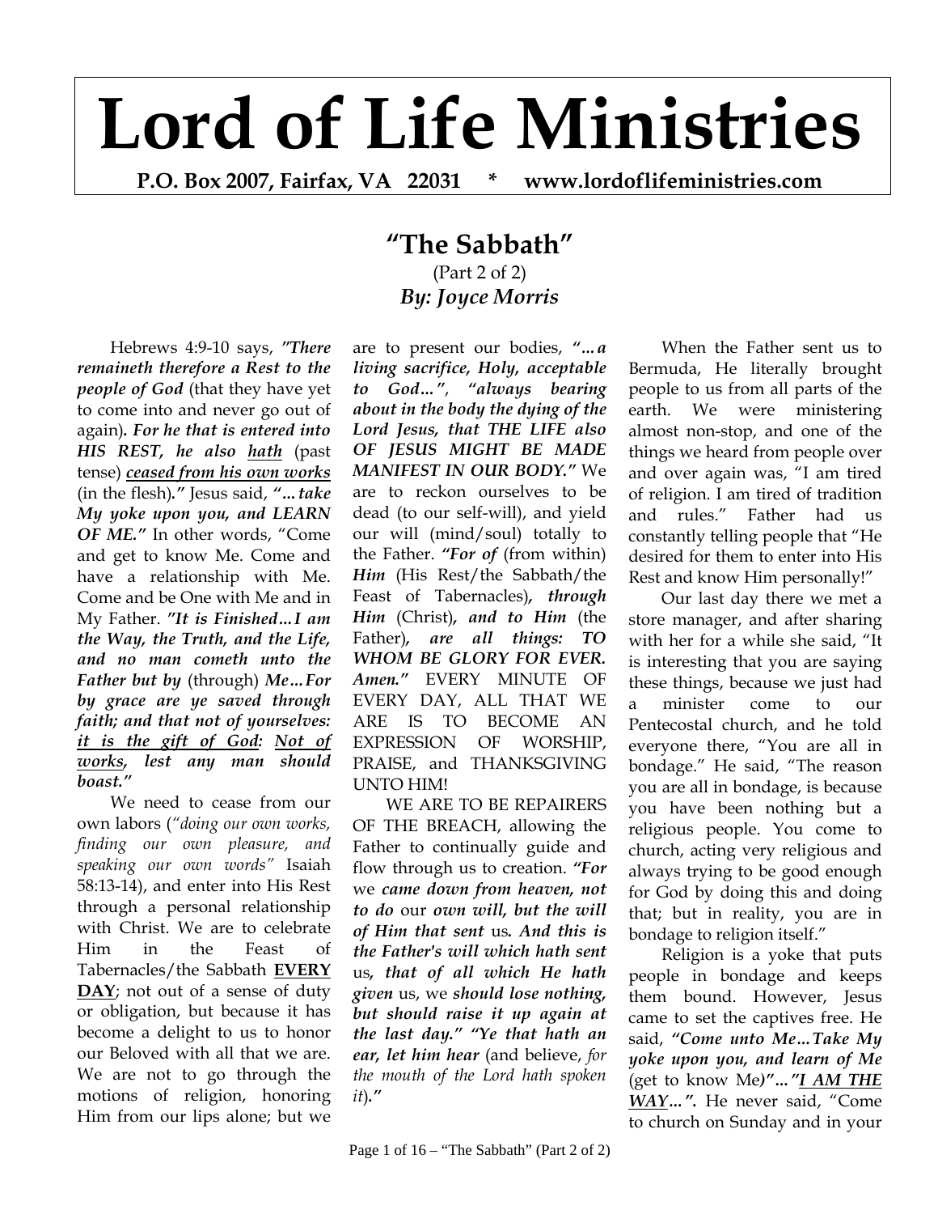# Lord of Life Ministries

**P.O. Box 2007, Fairfax, VA 22031 * www.lordoflifeministries.com**

## "The Sabbath"

(Part 2 of 2)

***By: Joyce Morris***

Hebrews 4:9-10 says, ***"There remaineth therefore a Rest to the people of God*** (that they have yet to come into and never go out of again)***. For he that is entered into HIS REST, he also hath*** (past tense) ***ceased from his own works*** (in the flesh)***."*** Jesus said, ***"…take My yoke upon you, and LEARN OF ME."*** In other words, "Come and get to know Me. Come and have a relationship with Me. Come and be One with Me and in My Father. ***"It is Finished…I am the Way, the Truth, and the Life, and no man cometh unto the Father but by*** (through) ***Me…For by grace are ye saved through faith; and that not of yourselves: it is the gift of God: Not of works, lest any man should boast."***

We need to cease from our own labors (*"doing our own works, finding our own pleasure, and speaking our own words"* Isaiah 58:13-14), and enter into His Rest through a personal relationship with Christ. We are to celebrate Him in the Feast of Tabernacles/the Sabbath **EVERY DAY**; not out of a sense of duty or obligation, but because it has become a delight to us to honor our Beloved with all that we are. We are not to go through the motions of religion, honoring Him from our lips alone; but we are to present our bodies, ***"…a living sacrifice, Holy, acceptable to God…", "always bearing about in the body the dying of the Lord Jesus, that THE LIFE also OF JESUS MIGHT BE MADE MANIFEST IN OUR BODY."*** We are to reckon ourselves to be dead (to our self-will), and yield our will (mind/soul) totally to the Father. ***"For of*** (from within) ***Him*** (His Rest/the Sabbath/the Feast of Tabernacles)***, through Him*** (Christ)***, and to Him*** (the Father)***, are all things: TO WHOM BE GLORY FOR EVER. Amen."*** EVERY MINUTE OF EVERY DAY, ALL THAT WE ARE IS TO BECOME AN EXPRESSION OF WORSHIP, PRAISE, and THANKSGIVING UNTO HIM!

WE ARE TO BE REPAIRERS OF THE BREACH, allowing the Father to continually guide and flow through us to creation. ***"For*** we ***came down from heaven, not to do*** our ***own will, but the will of Him that sent*** us***. And this is the Father's will which hath sent*** us***, that of all which He hath given*** us, we ***should lose nothing, but should raise it up again at the last day." "Ye that hath an ear, let him hear*** (and believe, *for the mouth of the Lord hath spoken it*)***."***

When the Father sent us to Bermuda, He literally brought people to us from all parts of the earth. We were ministering almost non-stop, and one of the things we heard from people over and over again was, "I am tired of religion. I am tired of tradition and rules." Father had us constantly telling people that "He desired for them to enter into His Rest and know Him personally!"

Our last day there we met a store manager, and after sharing with her for a while she said, "It is interesting that you are saying these things, because we just had a minister come to our Pentecostal church, and he told everyone there, "You are all in bondage." He said, "The reason you are all in bondage, is because you have been nothing but a religious people. You come to church, acting very religious and always trying to be good enough for God by doing this and doing that; but in reality, you are in bondage to religion itself."

Religion is a yoke that puts people in bondage and keeps them bound. However, Jesus came to set the captives free. He said, ***"Come unto Me…Take My yoke upon you, and learn of Me*** (get to know Me)***"…"I AM THE WAY…".*** He never said, "Come to church on Sunday and in your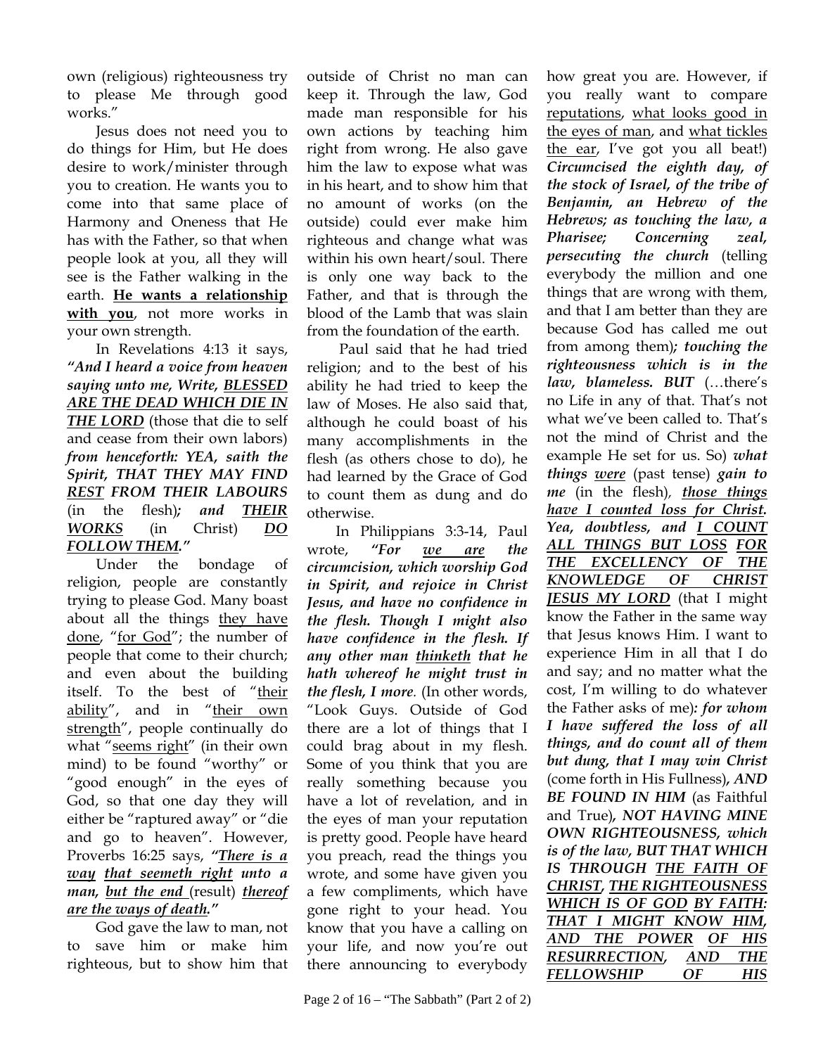own (religious) righteousness try to please Me through good works."

Jesus does not need you to do things for Him, but He does desire to work/minister through you to creation. He wants you to come into that same place of Harmony and Oneness that He has with the Father, so that when people look at you, all they will see is the Father walking in the earth. **<u>He wants a relationship with you</u>**, not more works in your own strength.

In Revelations 4:13 it says, ***"And I heard a voice from heaven saying unto me, Write, <u>BLESSED ARE THE DEAD WHICH DIE IN THE LORD</u>*** (those that die to self and cease from their own labors) ***from henceforth: YEA, saith the Spirit, THAT THEY MAY FIND <u>REST</u> FROM THEIR LABOURS*** (in the flesh)***; and <u>THEIR WORKS</u>*** (in Christ) ***<u>DO FOLLOW THEM</u>."***

Under the bondage of religion, people are constantly trying to please God. Many boast about all the things <u>they have done</u>, "<u>for God</u>"; the number of people that come to their church; and even about the building itself. To the best of "<u>their ability</u>", and in "<u>their own strength</u>", people continually do what "<u>seems right</u>" (in their own mind) to be found "worthy" or "good enough" in the eyes of God, so that one day they will either be "raptured away" or "die and go to heaven". However, Proverbs 16:25 says, ***"<u>There is a way</u> <u>that seemeth right</u> unto a man, <u>but the end</u>*** (result) ***<u>thereof are the ways of death</u>."***

God gave the law to man, not to save him or make him righteous, but to show him that outside of Christ no man can keep it. Through the law, God made man responsible for his own actions by teaching him right from wrong. He also gave him the law to expose what was in his heart, and to show him that no amount of works (on the outside) could ever make him righteous and change what was within his own heart/soul. There is only one way back to the Father, and that is through the blood of the Lamb that was slain from the foundation of the earth.

Paul said that he had tried religion; and to the best of his ability he had tried to keep the law of Moses. He also said that, although he could boast of his many accomplishments in the flesh (as others chose to do), he had learned by the Grace of God to count them as dung and do otherwise.

In Philippians 3:3-14, Paul wrote, ***"For <u>we are</u> the circumcision, which worship God in Spirit, and rejoice in Christ Jesus, and have no confidence in the flesh. Though I might also have confidence in the flesh. If any other man <u>thinketh</u> that he hath whereof he might trust in the flesh, I more.*** (In other words, "Look Guys. Outside of God there are a lot of things that I could brag about in my flesh. Some of you think that you are really something because you have a lot of revelation, and in the eyes of man your reputation is pretty good. People have heard you preach, read the things you wrote, and some have given you a few compliments, which have gone right to your head. You know that you have a calling on your life, and now you're out there announcing to everybody how great you are. However, if you really want to compare <u>reputations</u>, <u>what looks good in the eyes of man</u>, and <u>what tickles the ear</u>, I've got you all beat!) ***Circumcised the eighth day, of the stock of Israel, of the tribe of Benjamin, an Hebrew of the Hebrews; as touching the law, a Pharisee; Concerning zeal, persecuting the church*** (telling everybody the million and one things that are wrong with them, and that I am better than they are because God has called me out from among them)***; touching the righteousness which is in the law, blameless. BUT*** (…there's no Life in any of that. That's not what we've been called to. That's not the mind of Christ and the example He set for us. So) ***what things <u>were</u>*** (past tense) ***gain to me*** (in the flesh), ***<u>those things have I counted loss for Christ</u>. Yea, doubtless, and <u>I COUNT ALL THINGS BUT LOSS</u> <u>FOR THE EXCELLENCY OF THE KNOWLEDGE OF CHRIST JESUS MY LORD</u>*** (that I might know the Father in the same way that Jesus knows Him. I want to experience Him in all that I do and say; and no matter what the cost, I'm willing to do whatever the Father asks of me)***: for whom I have suffered the loss of all things, and do count all of them but dung, that I may win Christ*** (come forth in His Fullness)***, AND BE FOUND IN HIM*** (as Faithful and True)***, NOT HAVING MINE OWN RIGHTEOUSNESS, which is of the law, BUT THAT WHICH IS THROUGH <u>THE FAITH OF CHRIST</u>, <u>THE RIGHTEOUSNESS WHICH IS OF GOD</u> <u>BY FAITH</u>: <u>THAT I MIGHT KNOW HIM, AND THE POWER</u> <u>OF HIS RESURRECTION</u>, <u>AND THE FELLOWSHIP OF HIS</u>***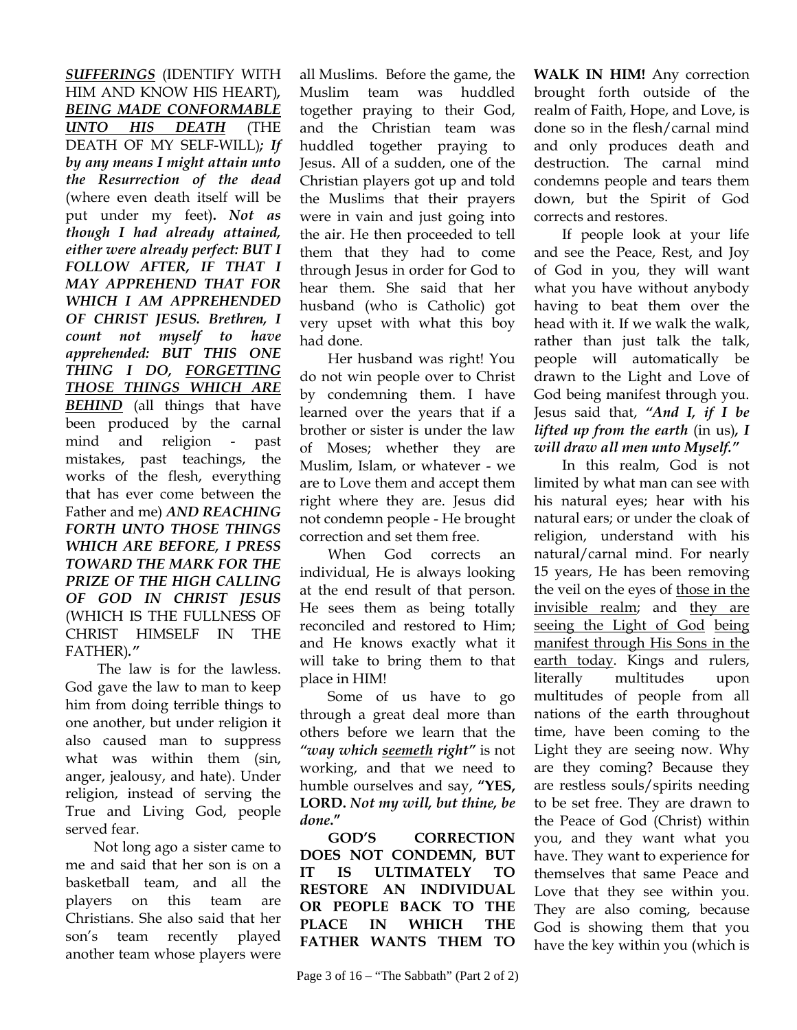***SUFFERINGS*** (IDENTIFY WITH HIM AND KNOW HIS HEART), ***BEING MADE CONFORMABLE UNTO HIS DEATH*** (THE DEATH OF MY SELF-WILL)***; If by any means I might attain unto the Resurrection of the dead*** (where even death itself will be put under my feet)**.** ***Not as though I had already attained, either were already perfect: BUT I FOLLOW AFTER, IF THAT I MAY APPREHEND THAT FOR WHICH I AM APPREHENDED OF CHRIST JESUS. Brethren, I count not myself to have apprehended: BUT THIS ONE THING I DO, FORGETTING THOSE THINGS WHICH ARE BEHIND*** (all things that have been produced by the carnal mind and religion - past mistakes, past teachings, the works of the flesh, everything that has ever come between the Father and me) ***AND REACHING FORTH UNTO THOSE THINGS WHICH ARE BEFORE, I PRESS TOWARD THE MARK FOR THE PRIZE OF THE HIGH CALLING OF GOD IN CHRIST JESUS*** (WHICH IS THE FULLNESS OF CHRIST HIMSELF IN THE FATHER)***."***

The law is for the lawless. God gave the law to man to keep him from doing terrible things to one another, but under religion it also caused man to suppress what was within them (sin, anger, jealousy, and hate). Under religion, instead of serving the True and Living God, people served fear.

Not long ago a sister came to me and said that her son is on a basketball team, and all the players on this team are Christians. She also said that her son's team recently played another team whose players were all Muslims. Before the game, the Muslim team was huddled together praying to their God, and the Christian team was huddled together praying to Jesus. All of a sudden, one of the Christian players got up and told the Muslims that their prayers were in vain and just going into the air. He then proceeded to tell them that they had to come through Jesus in order for God to hear them. She said that her husband (who is Catholic) got very upset with what this boy had done.

Her husband was right! You do not win people over to Christ by condemning them. I have learned over the years that if a brother or sister is under the law of Moses; whether they are Muslim, Islam, or whatever - we are to Love them and accept them right where they are. Jesus did not condemn people - He brought correction and set them free.

When God corrects an individual, He is always looking at the end result of that person. He sees them as being totally reconciled and restored to Him; and He knows exactly what it will take to bring them to that place in HIM!

Some of us have to go through a great deal more than others before we learn that the *"way which __seemeth__ right"* is not working, and that we need to humble ourselves and say, **"YES, LORD.** ***Not my will, but thine, be done*."**

**GOD'S CORRECTION DOES NOT CONDEMN, BUT IT IS ULTIMATELY TO RESTORE AN INDIVIDUAL OR PEOPLE BACK TO THE PLACE IN WHICH THE FATHER WANTS THEM TO WALK IN HIM!** Any correction brought forth outside of the realm of Faith, Hope, and Love, is done so in the flesh/carnal mind and only produces death and destruction. The carnal mind condemns people and tears them down, but the Spirit of God corrects and restores.

If people look at your life and see the Peace, Rest, and Joy of God in you, they will want what you have without anybody having to beat them over the head with it. If we walk the walk, rather than just talk the talk, people will automatically be drawn to the Light and Love of God being manifest through you. Jesus said that, ***"And I, if I be lifted up from the earth*** (in us)***, I will draw all men unto Myself."***

In this realm, God is not limited by what man can see with his natural eyes; hear with his natural ears; or under the cloak of religion, understand with his natural/carnal mind. For nearly 15 years, He has been removing the veil on the eyes of __those in the invisible realm__; and __they are seeing the Light of God__ __being manifest through His Sons in the earth today__. Kings and rulers, literally multitudes upon multitudes of people from all nations of the earth throughout time, have been coming to the Light they are seeing now. Why are they coming? Because they are restless souls/spirits needing to be set free. They are drawn to the Peace of God (Christ) within you, and they want what you have. They want to experience for themselves that same Peace and Love that they see within you. They are also coming, because God is showing them that you have the key within you (which is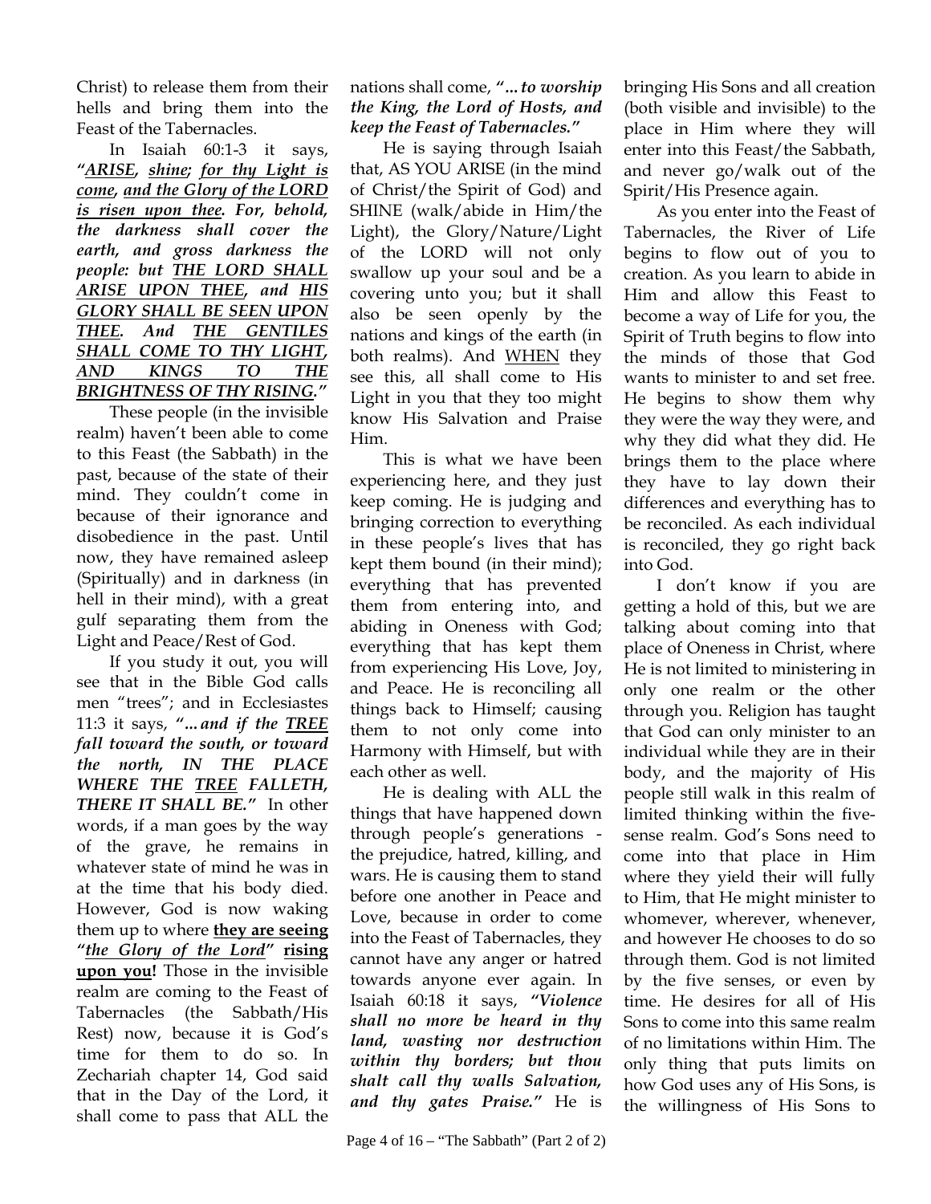Christ) to release them from their hells and bring them into the Feast of the Tabernacles.

In Isaiah 60:1-3 it says, ***"<u>ARISE</u>, <u>shine</u>; <u>for thy Light is come</u>, <u>and the Glory of the LORD is risen upon thee</u>. For, behold, the darkness shall cover the earth, and gross darkness the people: but <u>THE LORD SHALL ARISE UPON THEE</u>, and <u>HIS GLORY SHALL BE SEEN UPON THEE</u>. And <u>THE GENTILES SHALL COME TO THY LIGHT, AND KINGS TO THE BRIGHTNESS OF THY RISING</u>."***

These people (in the invisible realm) haven't been able to come to this Feast (the Sabbath) in the past, because of the state of their mind. They couldn't come in because of their ignorance and disobedience in the past. Until now, they have remained asleep (Spiritually) and in darkness (in hell in their mind), with a great gulf separating them from the Light and Peace/Rest of God.

If you study it out, you will see that in the Bible God calls men "trees"; and in Ecclesiastes 11:3 it says, ***"...and if the <u>TREE</u> fall toward the south, or toward the north, IN THE PLACE WHERE THE <u>TREE</u> FALLETH, THERE IT SHALL BE."*** In other words, if a man goes by the way of the grave, he remains in whatever state of mind he was in at the time that his body died. However, God is now waking them up to where **<u>they are seeing</u> "*<u>the Glory of the Lord</u>*" <u>rising upon you</u>!** Those in the invisible realm are coming to the Feast of Tabernacles (the Sabbath/His Rest) now, because it is God's time for them to do so. In Zechariah chapter 14, God said that in the Day of the Lord, it shall come to pass that ALL the nations shall come, ***"...to worship the King, the Lord of Hosts, and keep the Feast of Tabernacles."***

He is saying through Isaiah that, AS YOU ARISE (in the mind of Christ/the Spirit of God) and SHINE (walk/abide in Him/the Light), the Glory/Nature/Light of the LORD will not only swallow up your soul and be a covering unto you; but it shall also be seen openly by the nations and kings of the earth (in both realms). And <u>WHEN</u> they see this, all shall come to His Light in you that they too might know His Salvation and Praise Him.

This is what we have been experiencing here, and they just keep coming. He is judging and bringing correction to everything in these people's lives that has kept them bound (in their mind); everything that has prevented them from entering into, and abiding in Oneness with God; everything that has kept them from experiencing His Love, Joy, and Peace. He is reconciling all things back to Himself; causing them to not only come into Harmony with Himself, but with each other as well.

He is dealing with ALL the things that have happened down through people's generations - the prejudice, hatred, killing, and wars. He is causing them to stand before one another in Peace and Love, because in order to come into the Feast of Tabernacles, they cannot have any anger or hatred towards anyone ever again. In Isaiah 60:18 it says, ***"Violence shall no more be heard in thy land, wasting nor destruction within thy borders; but thou shalt call thy walls Salvation, and thy gates Praise."*** He is bringing His Sons and all creation (both visible and invisible) to the place in Him where they will enter into this Feast/the Sabbath, and never go/walk out of the Spirit/His Presence again.

As you enter into the Feast of Tabernacles, the River of Life begins to flow out of you to creation. As you learn to abide in Him and allow this Feast to become a way of Life for you, the Spirit of Truth begins to flow into the minds of those that God wants to minister to and set free. He begins to show them why they were the way they were, and why they did what they did. He brings them to the place where they have to lay down their differences and everything has to be reconciled. As each individual is reconciled, they go right back into God.

I don't know if you are getting a hold of this, but we are talking about coming into that place of Oneness in Christ, where He is not limited to ministering in only one realm or the other through you. Religion has taught that God can only minister to an individual while they are in their body, and the majority of His people still walk in this realm of limited thinking within the five-sense realm. God's Sons need to come into that place in Him where they yield their will fully to Him, that He might minister to whomever, wherever, whenever, and however He chooses to do so through them. God is not limited by the five senses, or even by time. He desires for all of His Sons to come into this same realm of no limitations within Him. The only thing that puts limits on how God uses any of His Sons, is the willingness of His Sons to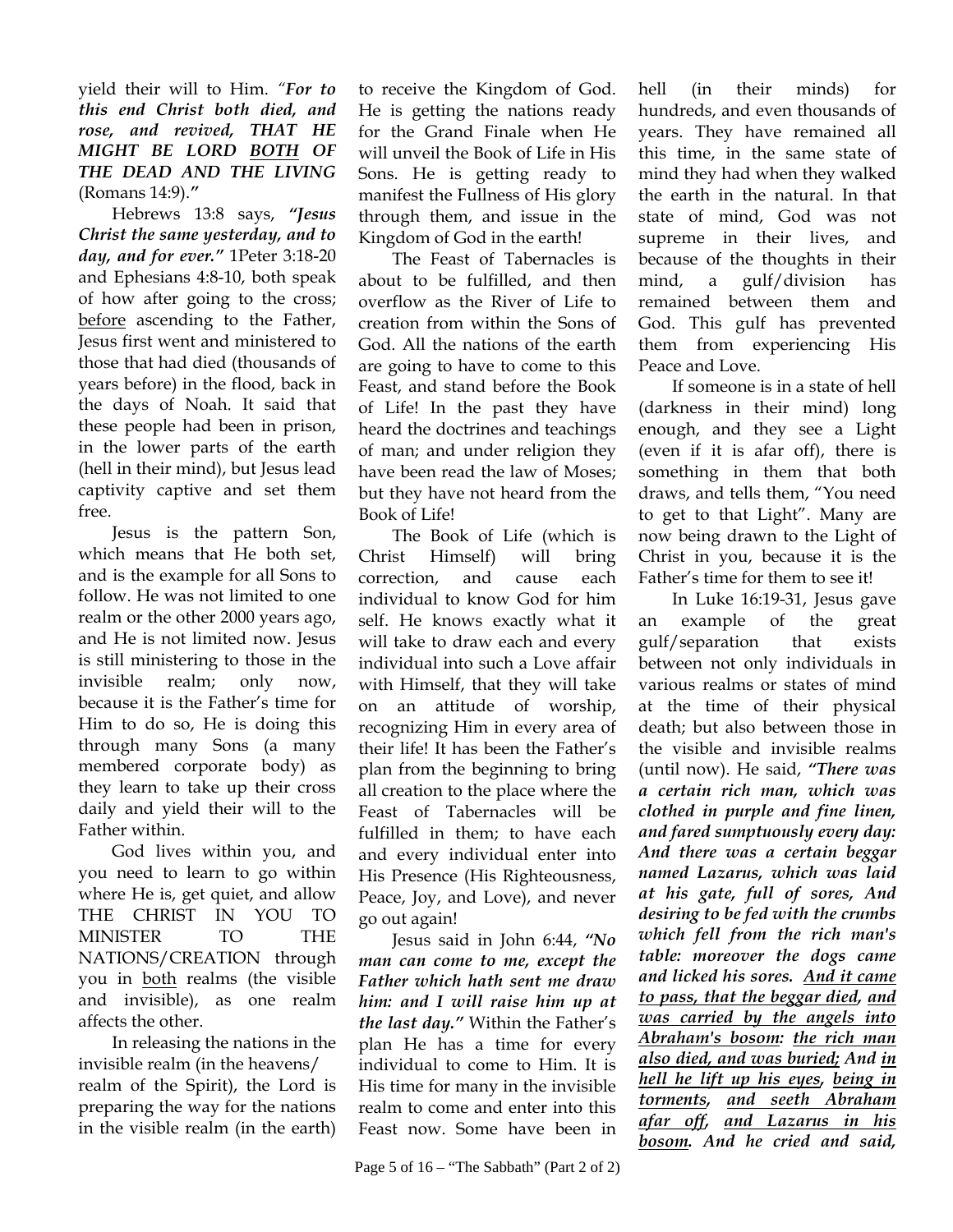yield their will to Him. *"For to this end Christ both died, and rose, and revived, THAT HE MIGHT BE LORD BOTH OF THE DEAD AND THE LIVING* (Romans 14:9).*"*

Hebrews 13:8 says, ***"Jesus Christ the same yesterday, and to day, and for ever."*** 1Peter 3:18-20 and Ephesians 4:8-10, both speak of how after going to the cross; before ascending to the Father, Jesus first went and ministered to those that had died (thousands of years before) in the flood, back in the days of Noah. It said that these people had been in prison, in the lower parts of the earth (hell in their mind), but Jesus lead captivity captive and set them free.

Jesus is the pattern Son, which means that He both set, and is the example for all Sons to follow. He was not limited to one realm or the other 2000 years ago, and He is not limited now. Jesus is still ministering to those in the invisible realm; only now, because it is the Father's time for Him to do so, He is doing this through many Sons (a many membered corporate body) as they learn to take up their cross daily and yield their will to the Father within.

God lives within you, and you need to learn to go within where He is, get quiet, and allow THE CHRIST IN YOU TO MINISTER TO THE NATIONS/CREATION through you in both realms (the visible and invisible), as one realm affects the other.

In releasing the nations in the invisible realm (in the heavens/ realm of the Spirit), the Lord is preparing the way for the nations in the visible realm (in the earth) to receive the Kingdom of God. He is getting the nations ready for the Grand Finale when He will unveil the Book of Life in His Sons. He is getting ready to manifest the Fullness of His glory through them, and issue in the Kingdom of God in the earth!

The Feast of Tabernacles is about to be fulfilled, and then overflow as the River of Life to creation from within the Sons of God. All the nations of the earth are going to have to come to this Feast, and stand before the Book of Life! In the past they have heard the doctrines and teachings of man; and under religion they have been read the law of Moses; but they have not heard from the Book of Life!

The Book of Life (which is Christ Himself) will bring correction, and cause each individual to know God for him self. He knows exactly what it will take to draw each and every individual into such a Love affair with Himself, that they will take on an attitude of worship, recognizing Him in every area of their life! It has been the Father's plan from the beginning to bring all creation to the place where the Feast of Tabernacles will be fulfilled in them; to have each and every individual enter into His Presence (His Righteousness, Peace, Joy, and Love), and never go out again!

Jesus said in John 6:44, ***"No man can come to me, except the Father which hath sent me draw him: and I will raise him up at the last day."*** Within the Father's plan He has a time for every individual to come to Him. It is His time for many in the invisible realm to come and enter into this Feast now. Some have been in hell (in their minds) for hundreds, and even thousands of years. They have remained all this time, in the same state of mind they had when they walked the earth in the natural. In that state of mind, God was not supreme in their lives, and because of the thoughts in their mind, a gulf/division has remained between them and God. This gulf has prevented them from experiencing His Peace and Love.

If someone is in a state of hell (darkness in their mind) long enough, and they see a Light (even if it is afar off), there is something in them that both draws, and tells them, "You need to get to that Light". Many are now being drawn to the Light of Christ in you, because it is the Father's time for them to see it!

In Luke 16:19-31, Jesus gave an example of the great gulf/separation that exists between not only individuals in various realms or states of mind at the time of their physical death; but also between those in the visible and invisible realms (until now). He said, ***"There was a certain rich man, which was clothed in purple and fine linen, and fared sumptuously every day: And there was a certain beggar named Lazarus, which was laid at his gate, full of sores, And desiring to be fed with the crumbs which fell from the rich man's table: moreover the dogs came and licked his sores. And it came to pass, that the beggar died, and was carried by the angels into Abraham's bosom: the rich man also died, and was buried; And in hell he lift up his eyes, being in torments, and seeth Abraham afar off, and Lazarus in his bosom. And he cried and said,***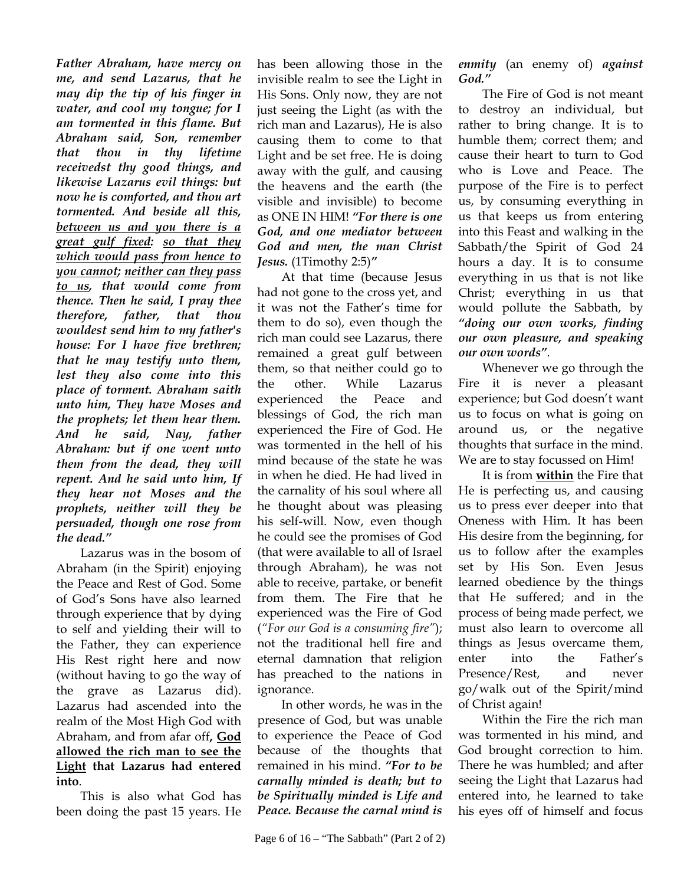***Father Abraham, have mercy on me, and send Lazarus, that he may dip the tip of his finger in water, and cool my tongue; for I am tormented in this flame. But Abraham said, Son, remember that thou in thy lifetime receivedst thy good things, and likewise Lazarus evil things: but now he is comforted, and thou art tormented. And beside all this, <u>between us and you there is a great gulf fixed</u>: <u>so that they which would pass from hence to you cannot</u>; <u>neither can they pass to us</u>, that would come from thence. Then he said, I pray thee therefore, father, that thou wouldest send him to my father's house: For I have five brethren; that he may testify unto them, lest they also come into this place of torment. Abraham saith unto him, They have Moses and the prophets; let them hear them. And he said, Nay, father Abraham: but if one went unto them from the dead, they will repent. And he said unto him, If they hear not Moses and the prophets, neither will they be persuaded, though one rose from the dead."***

Lazarus was in the bosom of Abraham (in the Spirit) enjoying the Peace and Rest of God. Some of God's Sons have also learned through experience that by dying to self and yielding their will to the Father, they can experience His Rest right here and now (without having to go the way of the grave as Lazarus did). Lazarus had ascended into the realm of the Most High God with Abraham, and from afar off, **<u>God allowed the rich man to see the Light</u> that Lazarus had entered into**.

This is also what God has been doing the past 15 years. He has been allowing those in the invisible realm to see the Light in His Sons. Only now, they are not just seeing the Light (as with the rich man and Lazarus), He is also causing them to come to that Light and be set free. He is doing away with the gulf, and causing the heavens and the earth (the visible and invisible) to become as ONE IN HIM! ***"For there is one God, and one mediator between God and men, the man Christ Jesus.*** (1Timothy 2:5)***"***

At that time (because Jesus had not gone to the cross yet, and it was not the Father's time for them to do so), even though the rich man could see Lazarus, there remained a great gulf between them, so that neither could go to the other. While Lazarus experienced the Peace and blessings of God, the rich man experienced the Fire of God. He was tormented in the hell of his mind because of the state he was in when he died. He had lived in the carnality of his soul where all he thought about was pleasing his self-will. Now, even though he could see the promises of God (that were available to all of Israel through Abraham), he was not able to receive, partake, or benefit from them. The Fire that he experienced was the Fire of God (*"For our God is a consuming fire"*); not the traditional hell fire and eternal damnation that religion has preached to the nations in ignorance.

In other words, he was in the presence of God, but was unable to experience the Peace of God because of the thoughts that remained in his mind. ***"For to be carnally minded is death; but to be Spiritually minded is Life and Peace. Because the carnal mind is enmity*** (an enemy of) ***against God."***

The Fire of God is not meant to destroy an individual, but rather to bring change. It is to humble them; correct them; and cause their heart to turn to God who is Love and Peace. The purpose of the Fire is to perfect us, by consuming everything in us that keeps us from entering into this Feast and walking in the Sabbath/the Spirit of God 24 hours a day. It is to consume everything in us that is not like Christ; everything in us that would pollute the Sabbath, by ***"doing our own works, finding our own pleasure, and speaking our own words"***.

Whenever we go through the Fire it is never a pleasant experience; but God doesn't want us to focus on what is going on around us, or the negative thoughts that surface in the mind. We are to stay focussed on Him!

It is from **<u>within</u>** the Fire that He is perfecting us, and causing us to press ever deeper into that Oneness with Him. It has been His desire from the beginning, for us to follow after the examples set by His Son. Even Jesus learned obedience by the things that He suffered; and in the process of being made perfect, we must also learn to overcome all things as Jesus overcame them, enter into the Father's Presence/Rest, and never go/walk out of the Spirit/mind of Christ again!

Within the Fire the rich man was tormented in his mind, and God brought correction to him. There he was humbled; and after seeing the Light that Lazarus had entered into, he learned to take his eyes off of himself and focus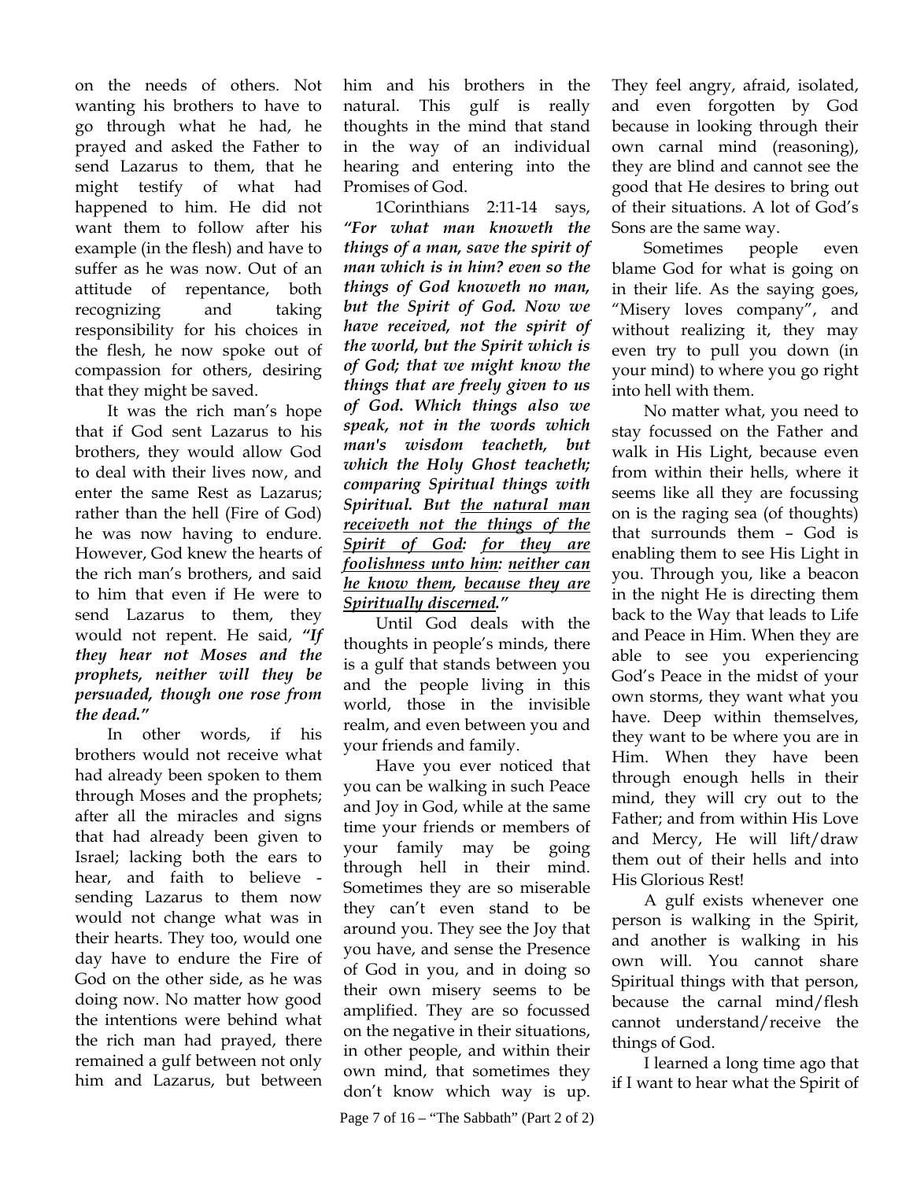on the needs of others. Not wanting his brothers to have to go through what he had, he prayed and asked the Father to send Lazarus to them, that he might testify of what had happened to him. He did not want them to follow after his example (in the flesh) and have to suffer as he was now. Out of an attitude of repentance, both recognizing and taking responsibility for his choices in the flesh, he now spoke out of compassion for others, desiring that they might be saved.

It was the rich man's hope that if God sent Lazarus to his brothers, they would allow God to deal with their lives now, and enter the same Rest as Lazarus; rather than the hell (Fire of God) he was now having to endure. However, God knew the hearts of the rich man's brothers, and said to him that even if He were to send Lazarus to them, they would not repent. He said, ***"If they hear not Moses and the prophets, neither will they be persuaded, though one rose from the dead."***

In other words, if his brothers would not receive what had already been spoken to them through Moses and the prophets; after all the miracles and signs that had already been given to Israel; lacking both the ears to hear, and faith to believe - sending Lazarus to them now would not change what was in their hearts. They too, would one day have to endure the Fire of God on the other side, as he was doing now. No matter how good the intentions were behind what the rich man had prayed, there remained a gulf between not only him and Lazarus, but between him and his brothers in the natural. This gulf is really thoughts in the mind that stand in the way of an individual hearing and entering into the Promises of God.

1Corinthians 2:11-14 says, ***"For what man knoweth the things of a man, save the spirit of man which is in him? even so the things of God knoweth no man, but the Spirit of God. Now we have received, not the spirit of the world, but the Spirit which is of God; that we might know the things that are freely given to us of God. Which things also we speak, not in the words which man's wisdom teacheth, but which the Holy Ghost teacheth; comparing Spiritual things with Spiritual. But <u>the natural man receiveth not the things of the Spirit of God</u>: <u>for they are foolishness unto him</u>: <u>neither can he know them</u>, <u>because they are Spiritually discerned</u>."***

Until God deals with the thoughts in people's minds, there is a gulf that stands between you and the people living in this world, those in the invisible realm, and even between you and your friends and family.

Have you ever noticed that you can be walking in such Peace and Joy in God, while at the same time your friends or members of your family may be going through hell in their mind. Sometimes they are so miserable they can't even stand to be around you. They see the Joy that you have, and sense the Presence of God in you, and in doing so their own misery seems to be amplified. They are so focussed on the negative in their situations, in other people, and within their own mind, that sometimes they don't know which way is up. They feel angry, afraid, isolated, and even forgotten by God because in looking through their own carnal mind (reasoning), they are blind and cannot see the good that He desires to bring out of their situations. A lot of God's Sons are the same way.

Sometimes people even blame God for what is going on in their life. As the saying goes, "Misery loves company", and without realizing it, they may even try to pull you down (in your mind) to where you go right into hell with them.

No matter what, you need to stay focussed on the Father and walk in His Light, because even from within their hells, where it seems like all they are focussing on is the raging sea (of thoughts) that surrounds them – God is enabling them to see His Light in you. Through you, like a beacon in the night He is directing them back to the Way that leads to Life and Peace in Him. When they are able to see you experiencing God's Peace in the midst of your own storms, they want what you have. Deep within themselves, they want to be where you are in Him. When they have been through enough hells in their mind, they will cry out to the Father; and from within His Love and Mercy, He will lift/draw them out of their hells and into His Glorious Rest!

A gulf exists whenever one person is walking in the Spirit, and another is walking in his own will. You cannot share Spiritual things with that person, because the carnal mind/flesh cannot understand/receive the things of God.

I learned a long time ago that if I want to hear what the Spirit of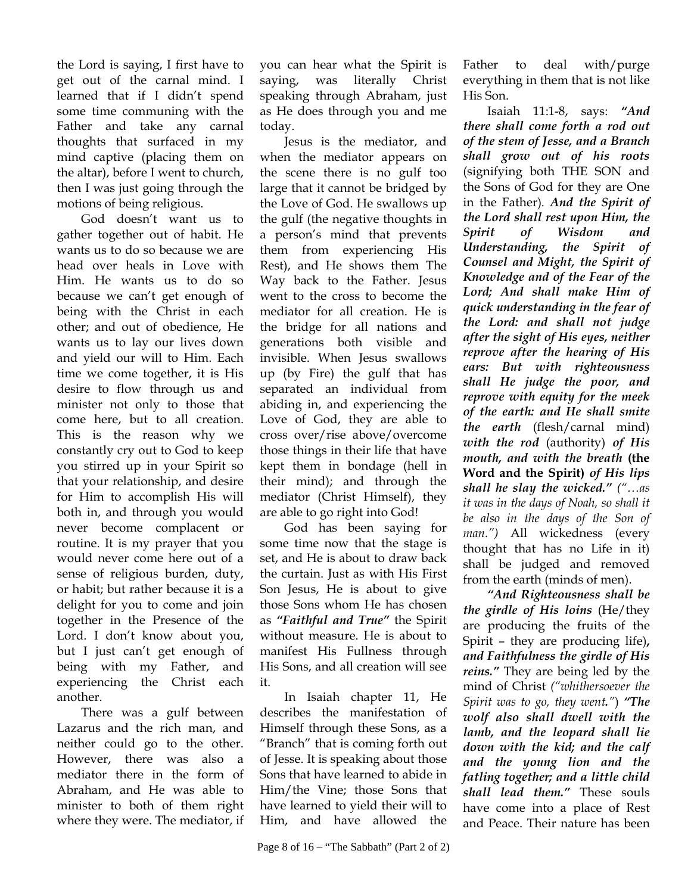the Lord is saying, I first have to get out of the carnal mind. I learned that if I didn't spend some time communing with the Father and take any carnal thoughts that surfaced in my mind captive (placing them on the altar), before I went to church, then I was just going through the motions of being religious.

God doesn't want us to gather together out of habit. He wants us to do so because we are head over heals in Love with Him. He wants us to do so because we can't get enough of being with the Christ in each other; and out of obedience, He wants us to lay our lives down and yield our will to Him. Each time we come together, it is His desire to flow through us and minister not only to those that come here, but to all creation. This is the reason why we constantly cry out to God to keep you stirred up in your Spirit so that your relationship, and desire for Him to accomplish His will both in, and through you would never become complacent or routine. It is my prayer that you would never come here out of a sense of religious burden, duty, or habit; but rather because it is a delight for you to come and join together in the Presence of the Lord. I don't know about you, but I just can't get enough of being with my Father, and experiencing the Christ each another.

There was a gulf between Lazarus and the rich man, and neither could go to the other. However, there was also a mediator there in the form of Abraham, and He was able to minister to both of them right where they were. The mediator, if you can hear what the Spirit is saying, was literally Christ speaking through Abraham, just as He does through you and me today.

Jesus is the mediator, and when the mediator appears on the scene there is no gulf too large that it cannot be bridged by the Love of God. He swallows up the gulf (the negative thoughts in a person's mind that prevents them from experiencing His Rest), and He shows them The Way back to the Father. Jesus went to the cross to become the mediator for all creation. He is the bridge for all nations and generations both visible and invisible. When Jesus swallows up (by Fire) the gulf that has separated an individual from abiding in, and experiencing the Love of God, they are able to cross over/rise above/overcome those things in their life that have kept them in bondage (hell in their mind); and through the mediator (Christ Himself), they are able to go right into God!

God has been saying for some time now that the stage is set, and He is about to draw back the curtain. Just as with His First Son Jesus, He is about to give those Sons whom He has chosen as ***"Faithful and True"*** the Spirit without measure. He is about to manifest His Fullness through His Sons, and all creation will see it.

In Isaiah chapter 11, He describes the manifestation of Himself through these Sons, as a "Branch" that is coming forth out of Jesse. It is speaking about those Sons that have learned to abide in Him/the Vine; those Sons that have learned to yield their will to Him, and have allowed the Father to deal with/purge everything in them that is not like His Son.

Isaiah 11:1-8, says: ***"And there shall come forth a rod out of the stem of Jesse, and a Branch shall grow out of his roots*** (signifying both THE SON and the Sons of God for they are One in the Father). ***And the Spirit of the Lord shall rest upon Him, the Spirit of Wisdom and Understanding, the Spirit of Counsel and Might, the Spirit of Knowledge and of the Fear of the Lord; And shall make Him of quick understanding in the fear of the Lord: and shall not judge after the sight of His eyes, neither reprove after the hearing of His ears: But with righteousness shall He judge the poor, and reprove with equity for the meek of the earth: and He shall smite the earth*** (flesh/carnal mind) ***with the rod*** (authority) ***of His mouth, and with the breath*** **(the Word and the Spirit)** ***of His lips shall he slay the wicked."*** *("…as it was in the days of Noah, so shall it be also in the days of the Son of man.")* All wickedness (every thought that has no Life in it) shall be judged and removed from the earth (minds of men).

***"And Righteousness shall be the girdle of His loins*** (He/they are producing the fruits of the Spirit – they are producing life)**,** ***and Faithfulness the girdle of His reins."*** They are being led by the mind of Christ *("whithersoever the Spirit was to go, they went.")* ***"The wolf also shall dwell with the lamb, and the leopard shall lie down with the kid; and the calf and the young lion and the fatling together; and a little child shall lead them."*** These souls have come into a place of Rest and Peace. Their nature has been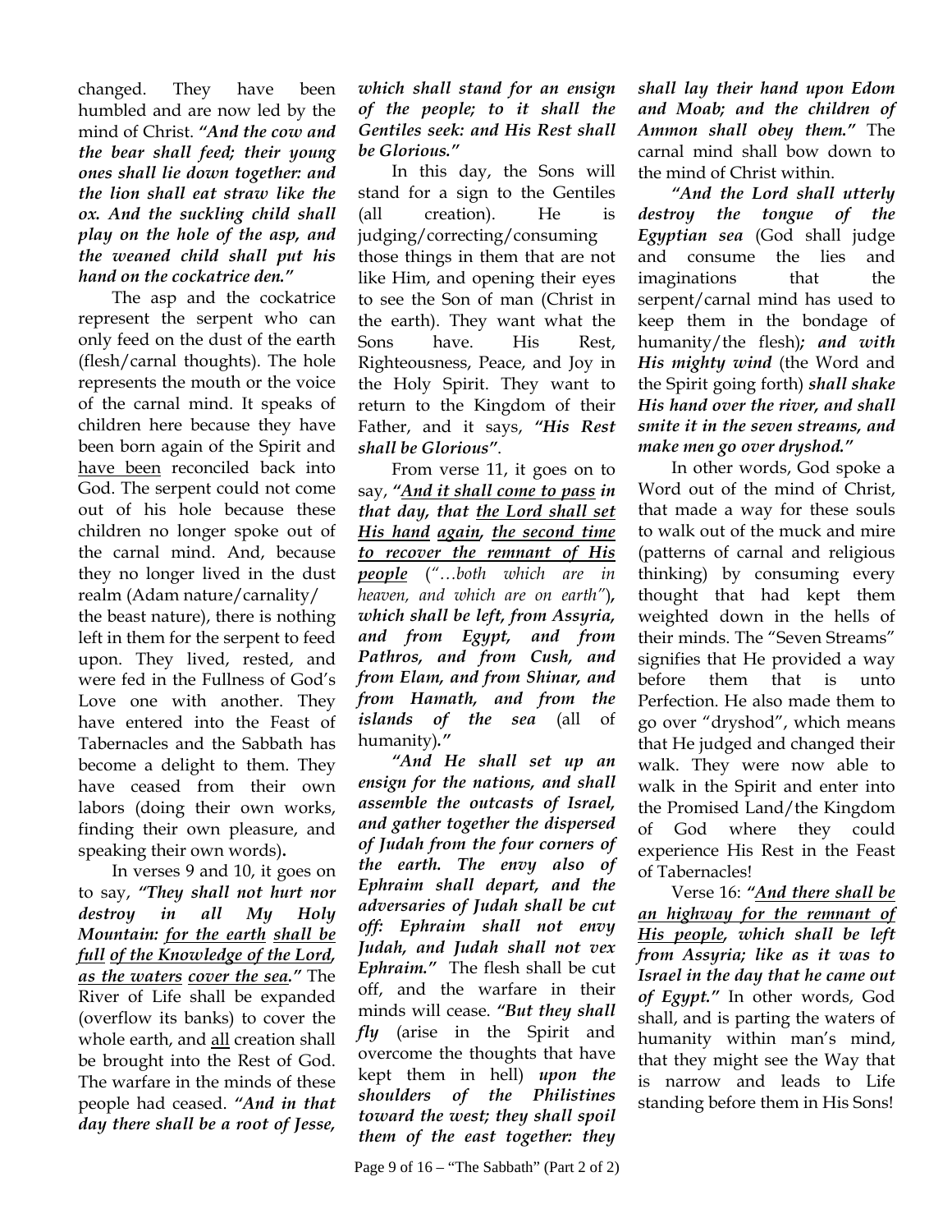changed. They have been humbled and are now led by the mind of Christ. ***"And the cow and the bear shall feed; their young ones shall lie down together: and the lion shall eat straw like the ox. And the suckling child shall play on the hole of the asp, and the weaned child shall put his hand on the cockatrice den."***

The asp and the cockatrice represent the serpent who can only feed on the dust of the earth (flesh/carnal thoughts). The hole represents the mouth or the voice of the carnal mind. It speaks of children here because they have been born again of the Spirit and <u>have been</u> reconciled back into God. The serpent could not come out of his hole because these children no longer spoke out of the carnal mind. And, because they no longer lived in the dust realm (Adam nature/carnality/the beast nature), there is nothing left in them for the serpent to feed upon. They lived, rested, and were fed in the Fullness of God's Love one with another. They have entered into the Feast of Tabernacles and the Sabbath has become a delight to them. They have ceased from their own labors (doing their own works, finding their own pleasure, and speaking their own words).

In verses 9 and 10, it goes on to say, ***"They shall not hurt nor destroy in all My Holy Mountain: <u>for the earth</u> <u>shall be full</u> <u>of the Knowledge of the Lord</u>, <u>as the waters</u> <u>cover the sea</u>."*** The River of Life shall be expanded (overflow its banks) to cover the whole earth, and <u>all</u> creation shall be brought into the Rest of God. The warfare in the minds of these people had ceased. ***"And in that day there shall be a root of Jesse, which shall stand for an ensign of the people; to it shall the Gentiles seek: and His Rest shall be Glorious."***

In this day, the Sons will stand for a sign to the Gentiles (all creation). He is judging/correcting/consuming those things in them that are not like Him, and opening their eyes to see the Son of man (Christ in the earth). They want what the Sons have. His Rest, Righteousness, Peace, and Joy in the Holy Spirit. They want to return to the Kingdom of their Father, and it says, ***"His Rest shall be Glorious"***.

From verse 11, it goes on to say, ***"<u>And it shall come to pass</u> in that day, that <u>the Lord shall set His hand</u> <u>again</u>, <u>the second time to recover the remnant of His people</u>*** (*"…both which are in heaven, and which are on earth"*)***, which shall be left, from Assyria, and from Egypt, and from Pathros, and from Cush, and from Elam, and from Shinar, and from Hamath, and from the islands of the sea*** (all of humanity)***."***

***"And He shall set up an ensign for the nations, and shall assemble the outcasts of Israel, and gather together the dispersed of Judah from the four corners of the earth. The envy also of Ephraim shall depart, and the adversaries of Judah shall be cut off: Ephraim shall not envy Judah, and Judah shall not vex Ephraim."*** The flesh shall be cut off, and the warfare in their minds will cease. ***"But they shall fly*** (arise in the Spirit and overcome the thoughts that have kept them in hell) ***upon the shoulders of the Philistines toward the west; they shall spoil them of the east together: they shall lay their hand upon Edom and Moab; and the children of Ammon shall obey them."*** The carnal mind shall bow down to the mind of Christ within.

***"And the Lord shall utterly destroy the tongue of the Egyptian sea*** (God shall judge and consume the lies and imaginations that the serpent/carnal mind has used to keep them in the bondage of humanity/the flesh)***; and with His mighty wind*** (the Word and the Spirit going forth) ***shall shake His hand over the river, and shall smite it in the seven streams, and make men go over dryshod."***

In other words, God spoke a Word out of the mind of Christ, that made a way for these souls to walk out of the muck and mire (patterns of carnal and religious thinking) by consuming every thought that had kept them weighted down in the hells of their minds. The "Seven Streams" signifies that He provided a way before them that is unto Perfection. He also made them to go over "dryshod", which means that He judged and changed their walk. They were now able to walk in the Spirit and enter into the Promised Land/the Kingdom of God where they could experience His Rest in the Feast of Tabernacles!

Verse 16: ***"<u>And there shall be an highway for the remnant of His people</u>, which shall be left from Assyria; like as it was to Israel in the day that he came out of Egypt."*** In other words, God shall, and is parting the waters of humanity within man's mind, that they might see the Way that is narrow and leads to Life standing before them in His Sons!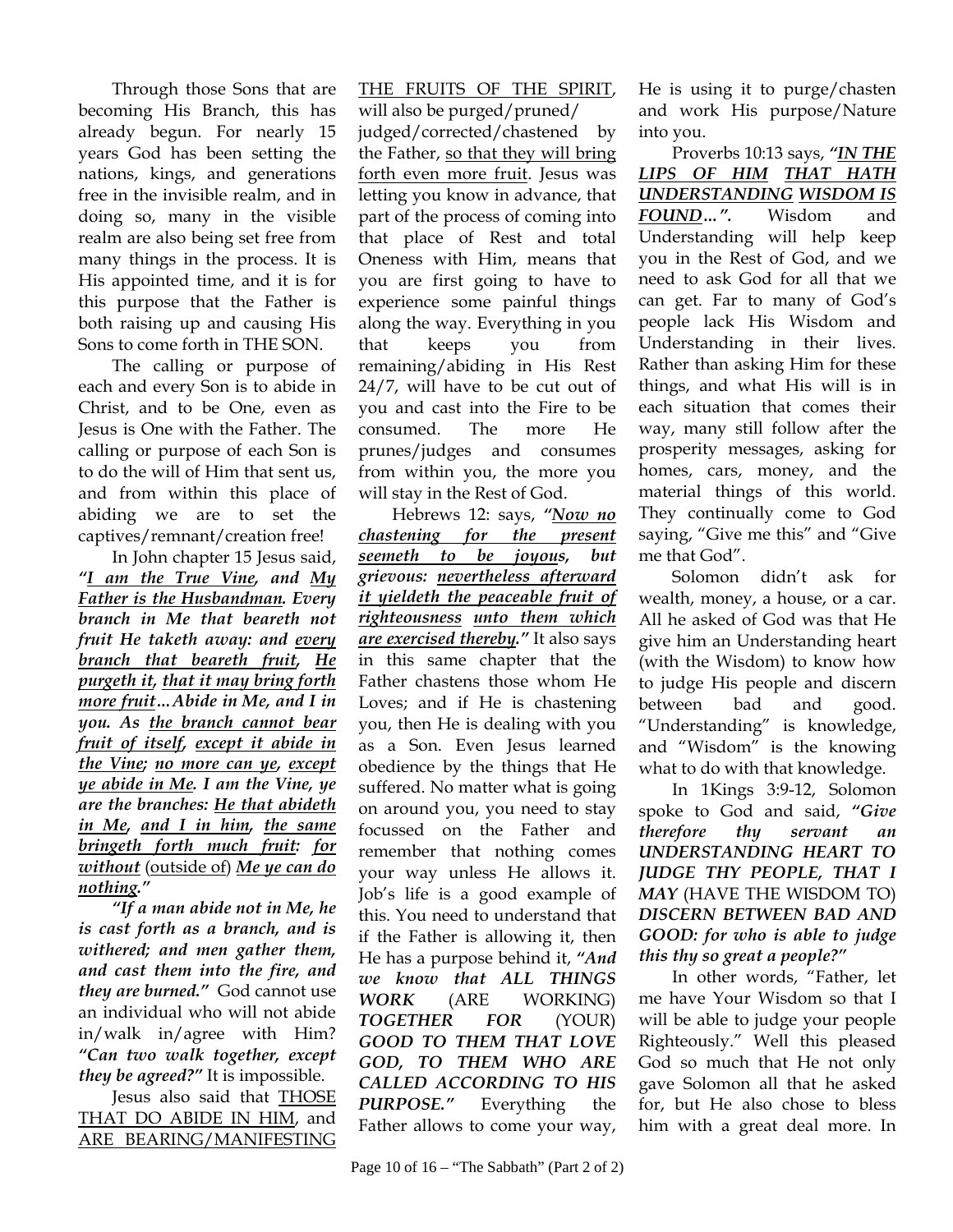Through those Sons that are becoming His Branch, this has already begun. For nearly 15 years God has been setting the nations, kings, and generations free in the invisible realm, and in doing so, many in the visible realm are also being set free from many things in the process. It is His appointed time, and it is for this purpose that the Father is both raising up and causing His Sons to come forth in THE SON.

The calling or purpose of each and every Son is to abide in Christ, and to be One, even as Jesus is One with the Father. The calling or purpose of each Son is to do the will of Him that sent us, and from within this place of abiding we are to set the captives/remnant/creation free!

In John chapter 15 Jesus said, ***"I am the True Vine, and My Father is the Husbandman. Every branch in Me that beareth not fruit He taketh away: and every branch that beareth fruit, He purgeth it, that it may bring forth more fruit…Abide in Me, and I in you. As the branch cannot bear fruit of itself, except it abide in the Vine; no more can ye, except ye abide in Me. I am the Vine, ye are the branches: He that abideth in Me, and I in him, the same bringeth forth much fruit: for without*** (outside of) ***Me ye can do nothing."***

***"If a man abide not in Me, he is cast forth as a branch, and is withered; and men gather them, and cast them into the fire, and they are burned."*** God cannot use an individual who will not abide in/walk in/agree with Him? ***"Can two walk together, except they be agreed?"*** It is impossible.

Jesus also said that THOSE THAT DO ABIDE IN HIM, and ARE BEARING/MANIFESTING THE FRUITS OF THE SPIRIT, will also be purged/pruned/ judged/corrected/chastened by the Father, so that they will bring forth even more fruit. Jesus was letting you know in advance, that part of the process of coming into that place of Rest and total Oneness with Him, means that you are first going to have to experience some painful things along the way. Everything in you that keeps you from remaining/abiding in His Rest 24/7, will have to be cut out of you and cast into the Fire to be consumed. The more He prunes/judges and consumes from within you, the more you will stay in the Rest of God.

Hebrews 12: says, ***"Now no chastening for the present seemeth to be joyous, but grievous: nevertheless afterward it yieldeth the peaceable fruit of righteousness unto them which are exercised thereby."*** It also says in this same chapter that the Father chastens those whom He Loves; and if He is chastening you, then He is dealing with you as a Son. Even Jesus learned obedience by the things that He suffered. No matter what is going on around you, you need to stay focussed on the Father and remember that nothing comes your way unless He allows it. Job's life is a good example of this. You need to understand that if the Father is allowing it, then He has a purpose behind it, ***"And we know that ALL THINGS WORK*** (ARE WORKING) ***TOGETHER FOR*** (YOUR) ***GOOD TO THEM THAT LOVE GOD, TO THEM WHO ARE CALLED ACCORDING TO HIS PURPOSE."*** Everything the Father allows to come your way, He is using it to purge/chasten and work His purpose/Nature into you.

Proverbs 10:13 says, ***"IN THE LIPS OF HIM THAT HATH UNDERSTANDING WISDOM IS FOUND…".*** Wisdom and Understanding will help keep you in the Rest of God, and we need to ask God for all that we can get. Far to many of God's people lack His Wisdom and Understanding in their lives. Rather than asking Him for these things, and what His will is in each situation that comes their way, many still follow after the prosperity messages, asking for homes, cars, money, and the material things of this world. They continually come to God saying, "Give me this" and "Give me that God".

Solomon didn't ask for wealth, money, a house, or a car. All he asked of God was that He give him an Understanding heart (with the Wisdom) to know how to judge His people and discern between bad and good. "Understanding" is knowledge, and "Wisdom" is the knowing what to do with that knowledge.

In 1Kings 3:9-12, Solomon spoke to God and said, ***"Give therefore thy servant an UNDERSTANDING HEART TO JUDGE THY PEOPLE, THAT I MAY*** (HAVE THE WISDOM TO) ***DISCERN BETWEEN BAD AND GOOD: for who is able to judge this thy so great a people?"***

In other words, "Father, let me have Your Wisdom so that I will be able to judge your people Righteously." Well this pleased God so much that He not only gave Solomon all that he asked for, but He also chose to bless him with a great deal more. In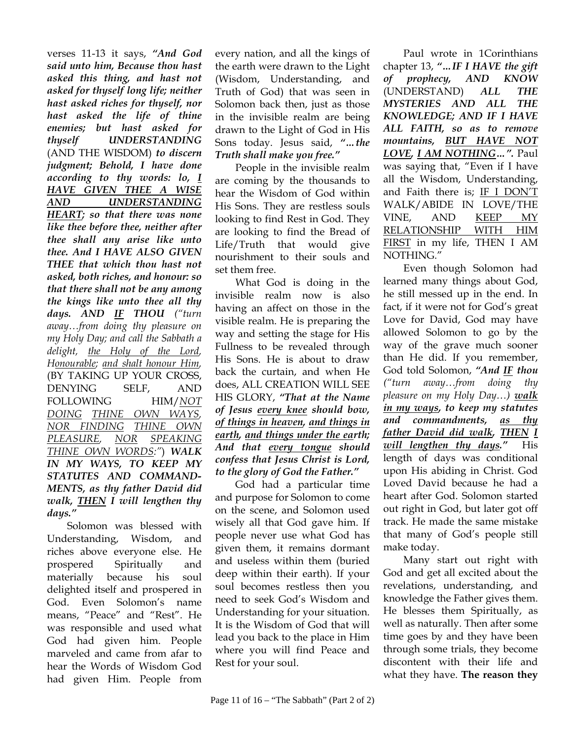verses 11-13 it says, ***"And God said unto him, Because thou hast asked this thing, and hast not asked for thyself long life; neither hast asked riches for thyself, nor hast asked the life of thine enemies; but hast asked for thyself UNDERSTANDING*** (AND THE WISDOM) ***to discern judgment; Behold, I have done according to thy words: lo, I HAVE GIVEN THEE A WISE AND UNDERSTANDING HEART; so that there was none like thee before thee, neither after thee shall any arise like unto thee. And I HAVE ALSO GIVEN THEE that which thou hast not asked, both riches, and honour: so that there shall not be any among the kings like unto thee all thy days. AND IF THOU*** *("turn away…from doing thy pleasure on my Holy Day; and call the Sabbath a delight, the Holy of the Lord, Honourable; and shalt honour Him,* (BY TAKING UP YOUR CROSS, DENYING SELF, AND FOLLOWING HIM/*NOT DOING THINE OWN WAYS, NOR FINDING THINE OWN PLEASURE, NOR SPEAKING THINE OWN WORDS:"*) ***WALK IN MY WAYS, TO KEEP MY STATUTES AND COMMANDMENTS, as thy father David did walk, THEN I will lengthen thy days."***

Solomon was blessed with Understanding, Wisdom, and riches above everyone else. He prospered Spiritually and materially because his soul delighted itself and prospered in God. Even Solomon's name means, "Peace" and "Rest". He was responsible and used what God had given him. People marveled and came from afar to hear the Words of Wisdom God had given Him. People from every nation, and all the kings of the earth were drawn to the Light (Wisdom, Understanding, and Truth of God) that was seen in Solomon back then, just as those in the invisible realm are being drawn to the Light of God in His Sons today. Jesus said, ***"…the Truth shall make you free."***

People in the invisible realm are coming by the thousands to hear the Wisdom of God within His Sons. They are restless souls looking to find Rest in God. They are looking to find the Bread of Life/Truth that would give nourishment to their souls and set them free.

What God is doing in the invisible realm now is also having an affect on those in the visible realm. He is preparing the way and setting the stage for His Fullness to be revealed through His Sons. He is about to draw back the curtain, and when He does, ALL CREATION WILL SEE HIS GLORY, ***"That at the Name of Jesus every knee should bow, of things in heaven, and things in earth, and things under the earth; And that every tongue should confess that Jesus Christ is Lord, to the glory of God the Father."***

God had a particular time and purpose for Solomon to come on the scene, and Solomon used wisely all that God gave him. If people never use what God has given them, it remains dormant and useless within them (buried deep within their earth). If your soul becomes restless then you need to seek God's Wisdom and Understanding for your situation. It is the Wisdom of God that will lead you back to the place in Him where you will find Peace and Rest for your soul.

Paul wrote in 1Corinthians chapter 13, ***"…IF I HAVE the gift of prophecy, AND KNOW*** (UNDERSTAND) ***ALL THE MYSTERIES AND ALL THE KNOWLEDGE; AND IF I HAVE ALL FAITH, so as to remove mountains, BUT HAVE NOT LOVE, I AM NOTHING…".*** Paul was saying that, "Even if I have all the Wisdom, Understanding, and Faith there is; IF I DON'T WALK/ABIDE IN LOVE/THE VINE, AND KEEP MY RELATIONSHIP WITH HIM FIRST in my life, THEN I AM NOTHING."

Even though Solomon had learned many things about God, he still messed up in the end. In fact, if it were not for God's great Love for David, God may have allowed Solomon to go by the way of the grave much sooner than He did. If you remember, God told Solomon, ***"And IF thou*** *("turn away…from doing thy pleasure on my Holy Day…)* ***walk in my ways, to keep my statutes and commandments, as thy father David did walk, THEN I will lengthen thy days."*** His length of days was conditional upon His abiding in Christ. God Loved David because he had a heart after God. Solomon started out right in God, but later got off track. He made the same mistake that many of God's people still make today.

Many start out right with God and get all excited about the revelations, understanding, and knowledge the Father gives them. He blesses them Spiritually, as well as naturally. Then after some time goes by and they have been through some trials, they become discontent with their life and what they have. **The reason they**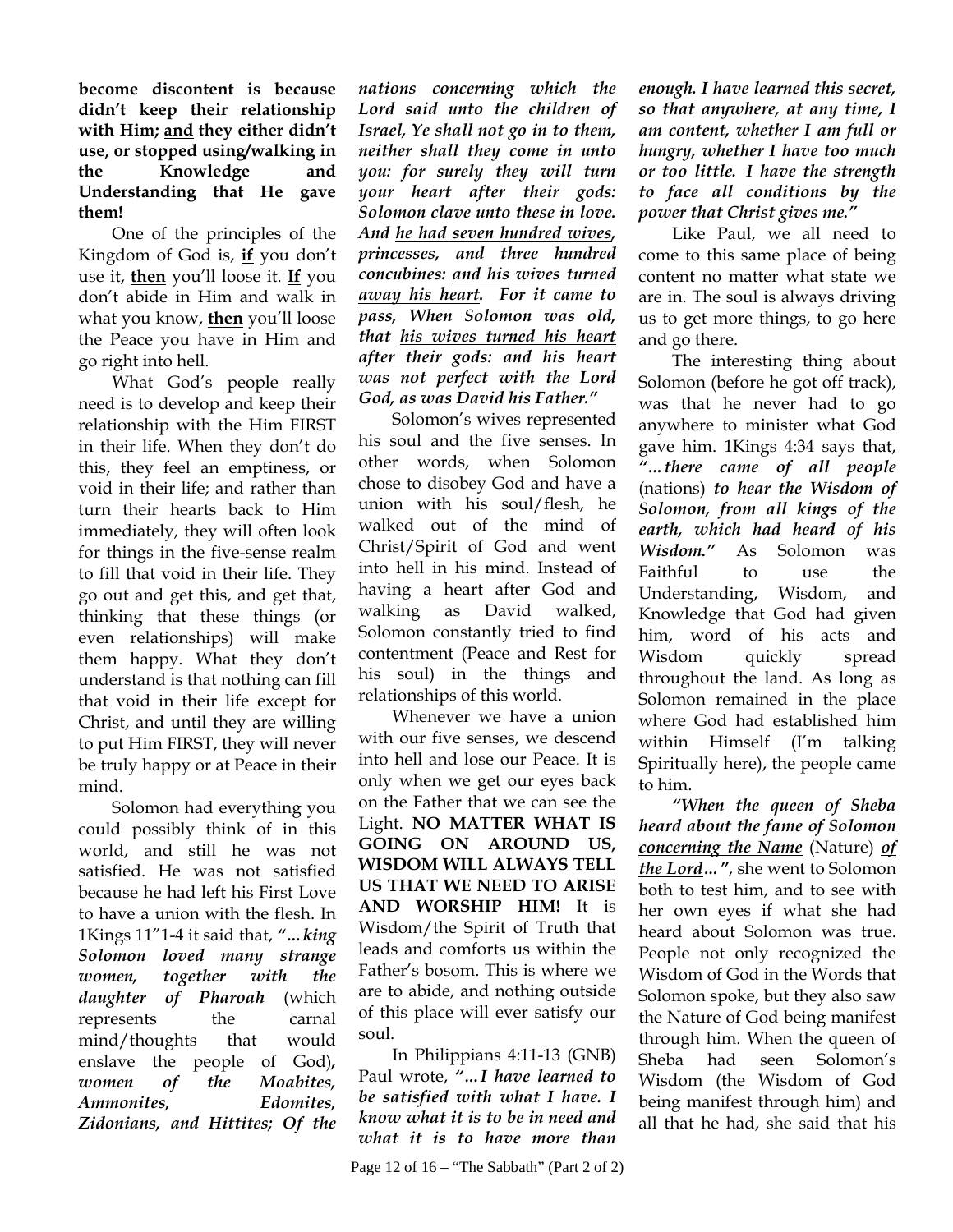**become discontent is because didn't keep their relationship with Him; <u>and</u> they either didn't use, or stopped using/walking in the Knowledge and Understanding that He gave them!**

One of the principles of the Kingdom of God is, **<u>if</u>** you don't use it, **<u>then</u>** you'll loose it. **<u>If</u>** you don't abide in Him and walk in what you know, **<u>then</u>** you'll loose the Peace you have in Him and go right into hell.

What God's people really need is to develop and keep their relationship with the Him FIRST in their life. When they don't do this, they feel an emptiness, or void in their life; and rather than turn their hearts back to Him immediately, they will often look for things in the five-sense realm to fill that void in their life. They go out and get this, and get that, thinking that these things (or even relationships) will make them happy. What they don't understand is that nothing can fill that void in their life except for Christ, and until they are willing to put Him FIRST, they will never be truly happy or at Peace in their mind.

Solomon had everything you could possibly think of in this world, and still he was not satisfied. He was not satisfied because he had left his First Love to have a union with the flesh. In 1Kings 11"1-4 it said that, ***"…king Solomon loved many strange women, together with the daughter of Pharoah*** (which represents the carnal mind/thoughts that would enslave the people of God)***, women of the Moabites, Ammonites, Edomites, Zidonians, and Hittites; Of the nations concerning which the Lord said unto the children of Israel, Ye shall not go in to them, neither shall they come in unto you: for surely they will turn your heart after their gods: Solomon clave unto these in love. And <u>he had seven hundred wives</u>, princesses, and three hundred concubines: <u>and his wives turned away his heart</u>. For it came to pass, When Solomon was old, that <u>his wives turned his heart after their gods</u>: and his heart was not perfect with the Lord God, as was David his Father."***

Solomon's wives represented his soul and the five senses. In other words, when Solomon chose to disobey God and have a union with his soul/flesh, he walked out of the mind of Christ/Spirit of God and went into hell in his mind. Instead of having a heart after God and walking as David walked, Solomon constantly tried to find contentment (Peace and Rest for his soul) in the things and relationships of this world.

Whenever we have a union with our five senses, we descend into hell and lose our Peace. It is only when we get our eyes back on the Father that we can see the Light. **NO MATTER WHAT IS GOING ON AROUND US, WISDOM WILL ALWAYS TELL US THAT WE NEED TO ARISE AND WORSHIP HIM!** It is Wisdom/the Spirit of Truth that leads and comforts us within the Father's bosom. This is where we are to abide, and nothing outside of this place will ever satisfy our soul.

In Philippians 4:11-13 (GNB) Paul wrote, ***"…I have learned to be satisfied with what I have. I know what it is to be in need and what it is to have more than enough. I have learned this secret, so that anywhere, at any time, I am content, whether I am full or hungry, whether I have too much or too little. I have the strength to face all conditions by the power that Christ gives me."***

Like Paul, we all need to come to this same place of being content no matter what state we are in. The soul is always driving us to get more things, to go here and go there.

The interesting thing about Solomon (before he got off track), was that he never had to go anywhere to minister what God gave him. 1Kings 4:34 says that, ***"…there came of all people*** (nations) ***to hear the Wisdom of Solomon, from all kings of the earth, which had heard of his Wisdom."*** As Solomon was Faithful to use the Understanding, Wisdom, and Knowledge that God had given him, word of his acts and Wisdom quickly spread throughout the land. As long as Solomon remained in the place where God had established him within Himself (I'm talking Spiritually here), the people came to him.

***"When the queen of Sheba heard about the fame of Solomon <u>concerning the Name</u>*** (Nature) ***<u>of the Lord</u>…"***, she went to Solomon both to test him, and to see with her own eyes if what she had heard about Solomon was true. People not only recognized the Wisdom of God in the Words that Solomon spoke, but they also saw the Nature of God being manifest through him. When the queen of Sheba had seen Solomon's Wisdom (the Wisdom of God being manifest through him) and all that he had, she said that his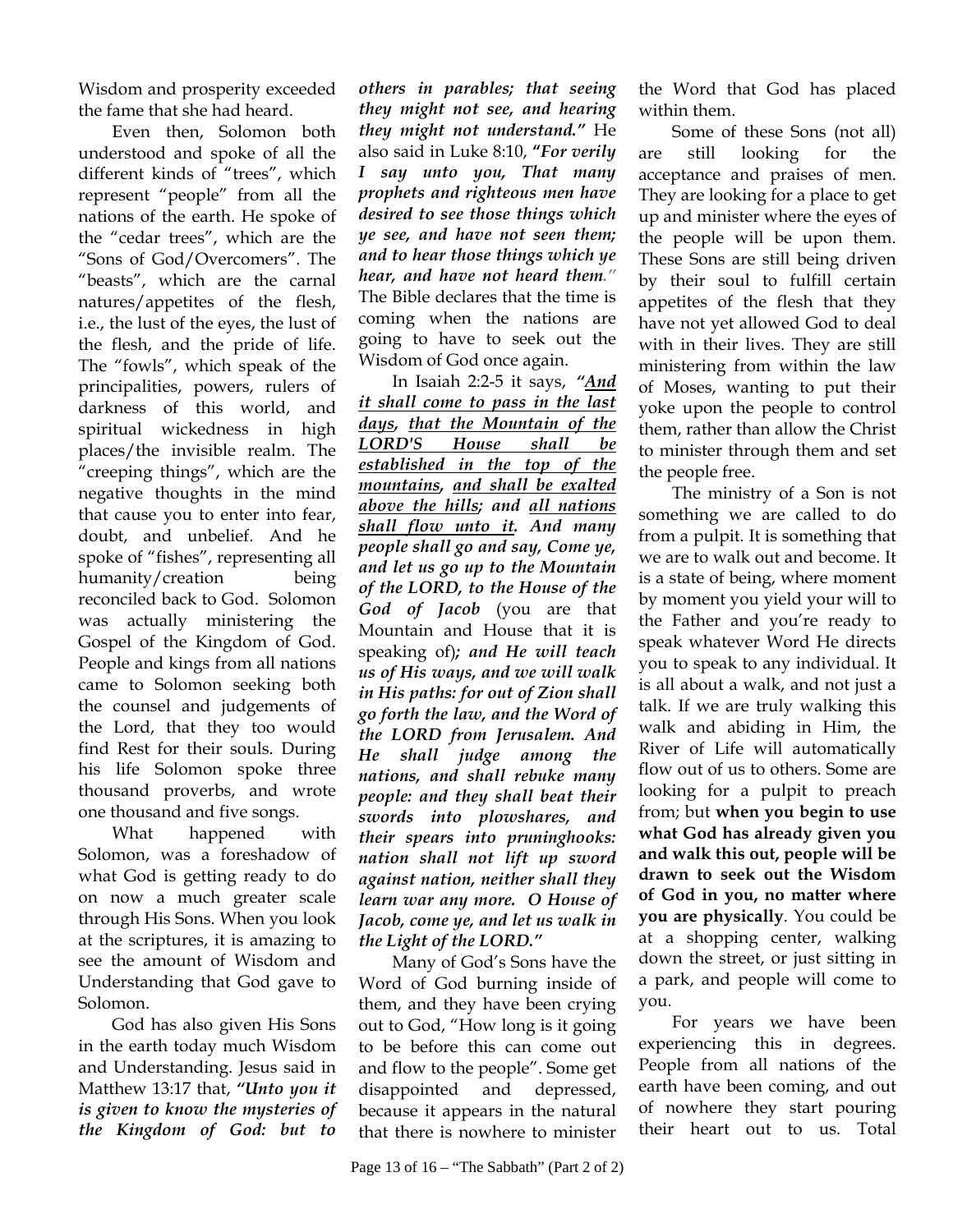Wisdom and prosperity exceeded the fame that she had heard.

Even then, Solomon both understood and spoke of all the different kinds of "trees", which represent "people" from all the nations of the earth. He spoke of the "cedar trees", which are the "Sons of God/Overcomers". The "beasts", which are the carnal natures/appetites of the flesh, i.e., the lust of the eyes, the lust of the flesh, and the pride of life. The "fowls", which speak of the principalities, powers, rulers of darkness of this world, and spiritual wickedness in high places/the invisible realm. The "creeping things", which are the negative thoughts in the mind that cause you to enter into fear, doubt, and unbelief. And he spoke of "fishes", representing all humanity/creation being reconciled back to God. Solomon was actually ministering the Gospel of the Kingdom of God. People and kings from all nations came to Solomon seeking both the counsel and judgements of the Lord, that they too would find Rest for their souls. During his life Solomon spoke three thousand proverbs, and wrote one thousand and five songs.

What happened with Solomon, was a foreshadow of what God is getting ready to do on now a much greater scale through His Sons. When you look at the scriptures, it is amazing to see the amount of Wisdom and Understanding that God gave to Solomon.

God has also given His Sons in the earth today much Wisdom and Understanding. Jesus said in Matthew 13:17 that, ***"Unto you it is given to know the mysteries of the Kingdom of God: but to others in parables; that seeing they might not see, and hearing they might not understand."*** He also said in Luke 8:10, ***"For verily I say unto you, That many prophets and righteous men have desired to see those things which ye see, and have not seen them; and to hear those things which ye hear, and have not heard them."*** The Bible declares that the time is coming when the nations are going to have to seek out the Wisdom of God once again.

In Isaiah 2:2-5 it says, ***"<u>And it shall come to pass in the last days</u>, <u>that the Mountain of the LORD'S House shall be established in the top of the mountains</u>, <u>and shall be exalted above the hills</u>; and <u>all nations shall flow unto it</u>. And many people shall go and say, Come ye, and let us go up to the Mountain of the LORD, to the House of the God of Jacob*** (you are that Mountain and House that it is speaking of)***; and He will teach us of His ways, and we will walk in His paths: for out of Zion shall go forth the law, and the Word of the LORD from Jerusalem. And He shall judge among the nations, and shall rebuke many people: and they shall beat their swords into plowshares, and their spears into pruninghooks: nation shall not lift up sword against nation, neither shall they learn war any more. O House of Jacob, come ye, and let us walk in the Light of the LORD."***

Many of God's Sons have the Word of God burning inside of them, and they have been crying out to God, "How long is it going to be before this can come out and flow to the people". Some get disappointed and depressed, because it appears in the natural that there is nowhere to minister the Word that God has placed within them.

Some of these Sons (not all) are still looking for the acceptance and praises of men. They are looking for a place to get up and minister where the eyes of the people will be upon them. These Sons are still being driven by their soul to fulfill certain appetites of the flesh that they have not yet allowed God to deal with in their lives. They are still ministering from within the law of Moses, wanting to put their yoke upon the people to control them, rather than allow the Christ to minister through them and set the people free.

The ministry of a Son is not something we are called to do from a pulpit. It is something that we are to walk out and become. It is a state of being, where moment by moment you yield your will to the Father and you're ready to speak whatever Word He directs you to speak to any individual. It is all about a walk, and not just a talk. If we are truly walking this walk and abiding in Him, the River of Life will automatically flow out of us to others. Some are looking for a pulpit to preach from; but **when you begin to use what God has already given you and walk this out, people will be drawn to seek out the Wisdom of God in you, no matter where you are physically**. You could be at a shopping center, walking down the street, or just sitting in a park, and people will come to you.

For years we have been experiencing this in degrees. People from all nations of the earth have been coming, and out of nowhere they start pouring their heart out to us. Total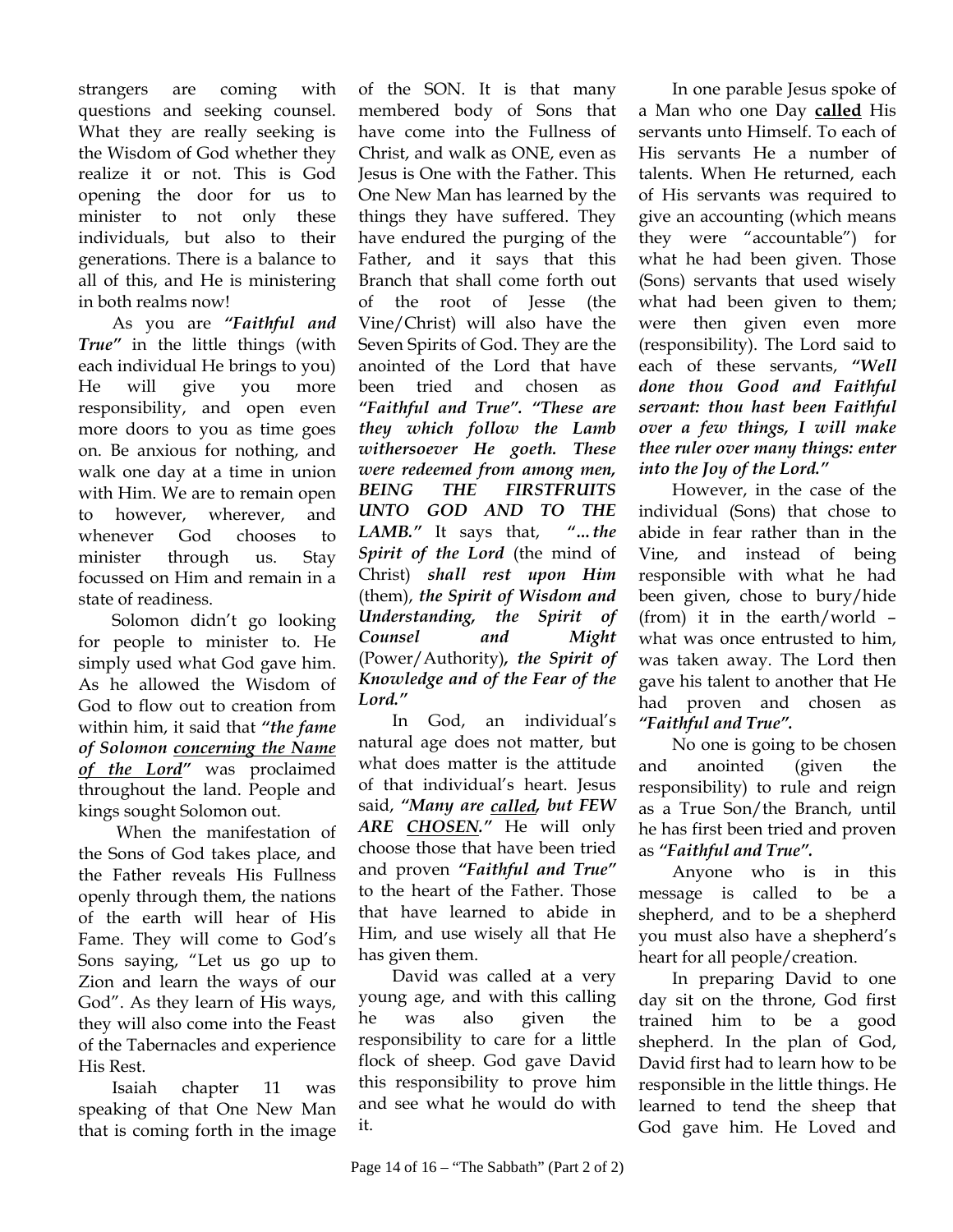strangers are coming with questions and seeking counsel. What they are really seeking is the Wisdom of God whether they realize it or not. This is God opening the door for us to minister to not only these individuals, but also to their generations. There is a balance to all of this, and He is ministering in both realms now!

As you are ***"Faithful and True"*** in the little things (with each individual He brings to you) He will give you more responsibility, and open even more doors to you as time goes on. Be anxious for nothing, and walk one day at a time in union with Him. We are to remain open to however, wherever, and whenever God chooses to minister through us. Stay focussed on Him and remain in a state of readiness.

Solomon didn't go looking for people to minister to. He simply used what God gave him. As he allowed the Wisdom of God to flow out to creation from within him, it said that ***"the fame of Solomon <u>concerning the Name of the Lord</u>"*** was proclaimed throughout the land. People and kings sought Solomon out.

When the manifestation of the Sons of God takes place, and the Father reveals His Fullness openly through them, the nations of the earth will hear of His Fame. They will come to God's Sons saying, "Let us go up to Zion and learn the ways of our God". As they learn of His ways, they will also come into the Feast of the Tabernacles and experience His Rest.

Isaiah chapter 11 was speaking of that One New Man that is coming forth in the image of the SON. It is that many membered body of Sons that have come into the Fullness of Christ, and walk as ONE, even as Jesus is One with the Father. This One New Man has learned by the things they have suffered. They have endured the purging of the Father, and it says that this Branch that shall come forth out of the root of Jesse (the Vine/Christ) will also have the Seven Spirits of God. They are the anointed of the Lord that have been tried and chosen as ***"Faithful and True". "These are they which follow the Lamb withersoever He goeth. These were redeemed from among men, BEING THE FIRSTFRUITS UNTO GOD AND TO THE LAMB."*** It says that, ***"…the Spirit of the Lord*** (the mind of Christ) ***shall rest upon Him*** (them), ***the Spirit of Wisdom and Understanding, the Spirit of Counsel and Might*** (Power/Authority)***, the Spirit of Knowledge and of the Fear of the Lord."***

In God, an individual's natural age does not matter, but what does matter is the attitude of that individual's heart. Jesus said, ***"Many are <u>called</u>, but FEW ARE <u>CHOSEN</u>."*** He will only choose those that have been tried and proven ***"Faithful and True"*** to the heart of the Father. Those that have learned to abide in Him, and use wisely all that He has given them.

David was called at a very young age, and with this calling he was also given the responsibility to care for a little flock of sheep. God gave David this responsibility to prove him and see what he would do with it.

In one parable Jesus spoke of a Man who one Day **<u>called</u>** His servants unto Himself. To each of His servants He a number of talents. When He returned, each of His servants was required to give an accounting (which means they were "accountable") for what he had been given. Those (Sons) servants that used wisely what had been given to them; were then given even more (responsibility). The Lord said to each of these servants, ***"Well done thou Good and Faithful servant: thou hast been Faithful over a few things, I will make thee ruler over many things: enter into the Joy of the Lord."***

However, in the case of the individual (Sons) that chose to abide in fear rather than in the Vine, and instead of being responsible with what he had been given, chose to bury/hide (from) it in the earth/world – what was once entrusted to him, was taken away. The Lord then gave his talent to another that He had proven and chosen as ***"Faithful and True".***

No one is going to be chosen and anointed (given the responsibility) to rule and reign as a True Son/the Branch, until he has first been tried and proven as ***"Faithful and True".***

Anyone who is in this message is called to be a shepherd, and to be a shepherd you must also have a shepherd's heart for all people/creation.

In preparing David to one day sit on the throne, God first trained him to be a good shepherd. In the plan of God, David first had to learn how to be responsible in the little things. He learned to tend the sheep that God gave him. He Loved and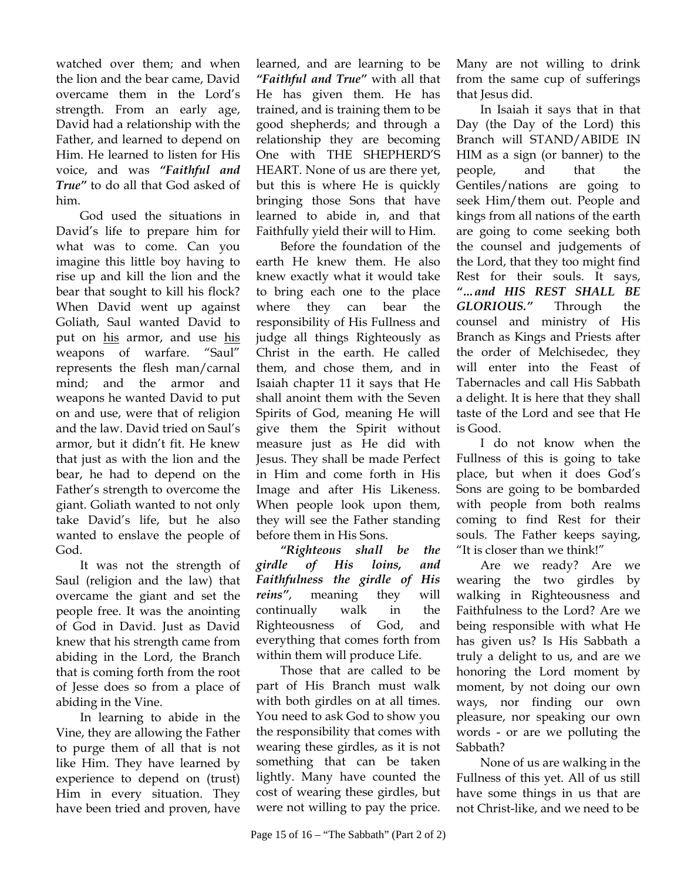watched over them; and when the lion and the bear came, David overcame them in the Lord's strength. From an early age, David had a relationship with the Father, and learned to depend on Him. He learned to listen for His voice, and was ***"Faithful and True"*** to do all that God asked of him.

God used the situations in David's life to prepare him for what was to come. Can you imagine this little boy having to rise up and kill the lion and the bear that sought to kill his flock? When David went up against Goliath, Saul wanted David to put on <u>his</u> armor, and use <u>his</u> weapons of warfare. "Saul" represents the flesh man/carnal mind; and the armor and weapons he wanted David to put on and use, were that of religion and the law. David tried on Saul's armor, but it didn't fit. He knew that just as with the lion and the bear, he had to depend on the Father's strength to overcome the giant. Goliath wanted to not only take David's life, but he also wanted to enslave the people of God.

It was not the strength of Saul (religion and the law) that overcame the giant and set the people free. It was the anointing of God in David. Just as David knew that his strength came from abiding in the Lord, the Branch that is coming forth from the root of Jesse does so from a place of abiding in the Vine.

In learning to abide in the Vine, they are allowing the Father to purge them of all that is not like Him. They have learned by experience to depend on (trust) Him in every situation. They have been tried and proven, have learned, and are learning to be ***"Faithful and True"*** with all that He has given them. He has trained, and is training them to be good shepherds; and through a relationship they are becoming One with THE SHEPHERD'S HEART. None of us are there yet, but this is where He is quickly bringing those Sons that have learned to abide in, and that Faithfully yield their will to Him.

Before the foundation of the earth He knew them. He also knew exactly what it would take to bring each one to the place where they can bear the responsibility of His Fullness and judge all things Righteously as Christ in the earth. He called them, and chose them, and in Isaiah chapter 11 it says that He shall anoint them with the Seven Spirits of God, meaning He will give them the Spirit without measure just as He did with Jesus. They shall be made Perfect in Him and come forth in His Image and after His Likeness. When people look upon them, they will see the Father standing before them in His Sons.

***"Righteous shall be the girdle of His loins, and Faithfulness the girdle of His reins"***, meaning they will continually walk in the Righteousness of God, and everything that comes forth from within them will produce Life.

Those that are called to be part of His Branch must walk with both girdles on at all times. You need to ask God to show you the responsibility that comes with wearing these girdles, as it is not something that can be taken lightly. Many have counted the cost of wearing these girdles, but were not willing to pay the price. Many are not willing to drink from the same cup of sufferings that Jesus did.

In Isaiah it says that in that Day (the Day of the Lord) this Branch will STAND/ABIDE IN HIM as a sign (or banner) to the people, and that the Gentiles/nations are going to seek Him/them out. People and kings from all nations of the earth are going to come seeking both the counsel and judgements of the Lord, that they too might find Rest for their souls. It says, ***"…and HIS REST SHALL BE GLORIOUS."*** Through the counsel and ministry of His Branch as Kings and Priests after the order of Melchisedec, they will enter into the Feast of Tabernacles and call His Sabbath a delight. It is here that they shall taste of the Lord and see that He is Good.

I do not know when the Fullness of this is going to take place, but when it does God's Sons are going to be bombarded with people from both realms coming to find Rest for their souls. The Father keeps saying, "It is closer than we think!"

Are we ready? Are we wearing the two girdles by walking in Righteousness and Faithfulness to the Lord? Are we being responsible with what He has given us? Is His Sabbath a truly a delight to us, and are we honoring the Lord moment by moment, by not doing our own ways, nor finding our own pleasure, nor speaking our own words - or are we polluting the Sabbath?

None of us are walking in the Fullness of this yet. All of us still have some things in us that are not Christ-like, and we need to be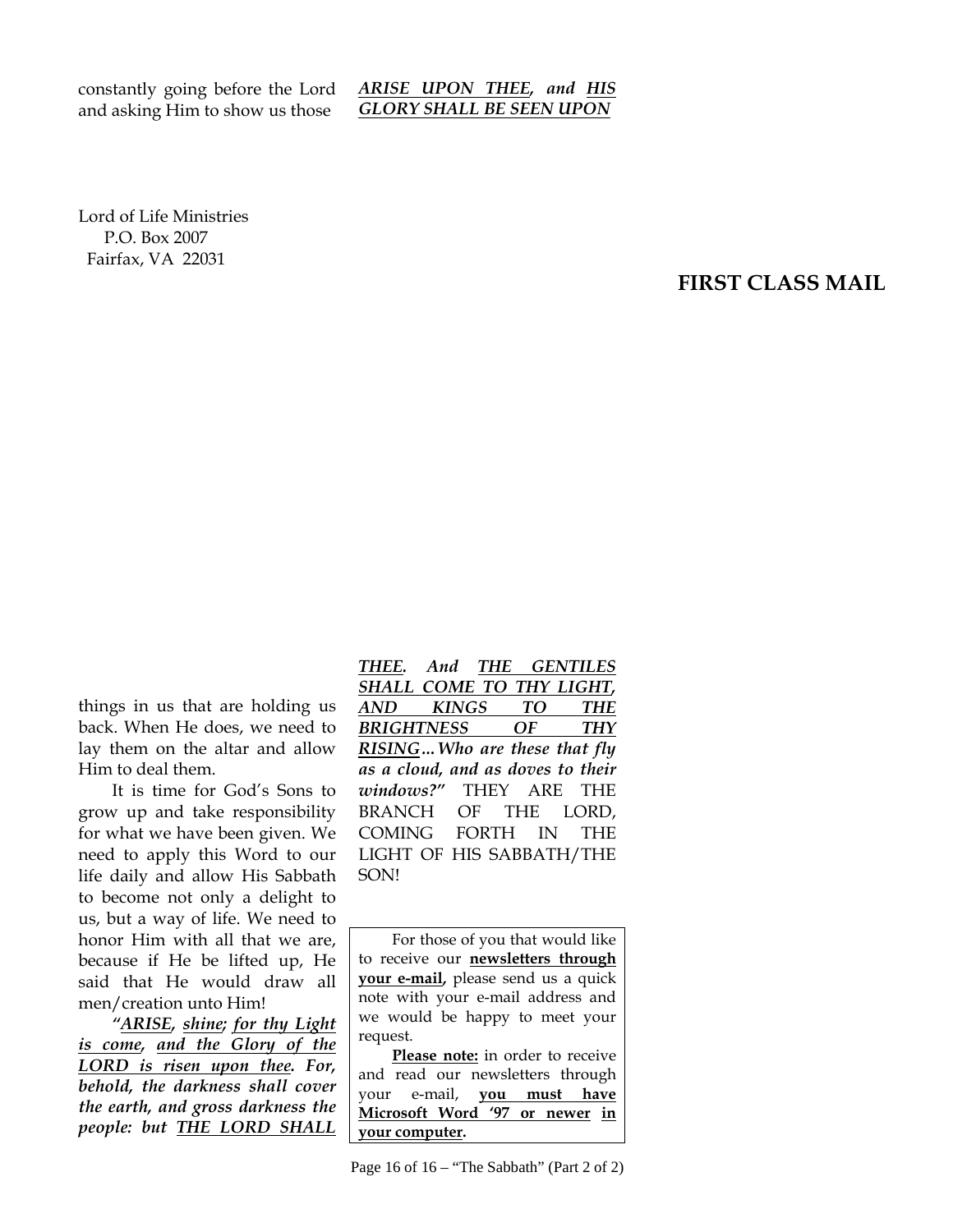constantly going before the Lord and asking Him to show us those

Lord of Life Ministries
P.O. Box 2007
Fairfax, VA 22031

**FIRST CLASS MAIL**

things in us that are holding us back. When He does, we need to lay them on the altar and allow Him to deal them.

It is time for God's Sons to grow up and take responsibility for what we have been given. We need to apply this Word to our life daily and allow His Sabbath to become not only a delight to us, but a way of life. We need to honor Him with all that we are, because if He be lifted up, He said that He would draw all men/creation unto Him!

***"<u>ARISE</u>, <u>shine</u>; <u>for thy Light is come</u>, <u>and the Glory of the LORD is risen upon thee</u>. For, behold, the darkness shall cover the earth, and gross darkness the people: but <u>THE LORD SHALL ARISE UPON THEE</u>, and <u>HIS GLORY SHALL BE SEEN UPON THEE</u>. And <u>THE GENTILES SHALL COME TO THY LIGHT</u>, <u>AND KINGS TO THE BRIGHTNESS OF THY RISING</u>…Who are these that fly as a cloud, and as doves to their windows?"*** THEY ARE THE BRANCH OF THE LORD, COMING FORTH IN THE LIGHT OF HIS SABBATH/THE SON!

For those of you that would like to receive our **<u>newsletters through your e-mail</u>**, please send us a quick note with your e-mail address and we would be happy to meet your request.

**<u>Please note:</u>** in order to receive and read our newsletters through your e-mail, **<u>you must have Microsoft Word '97 or newer</u> <u>in your computer</u>.**